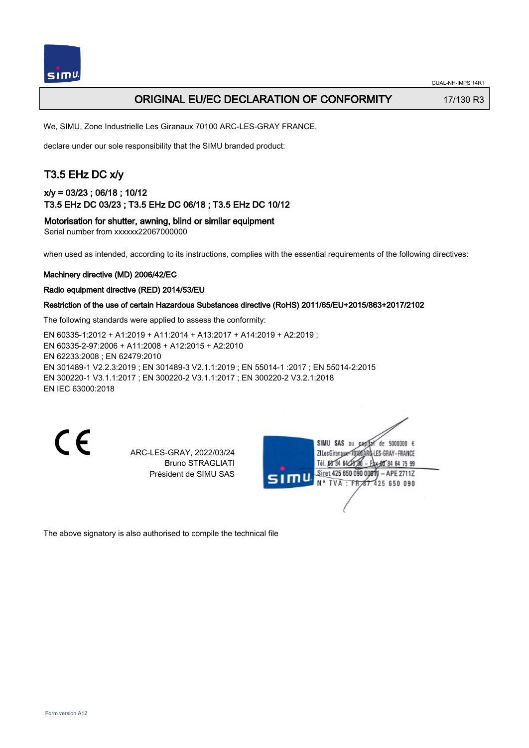GUAL-NH-IMPS 14R1

# ORIGINAL EU/EC DECLARATION OF CONFORMITY

17/130 R3

We, SIMU, Zone Industrielle Les Giranaux 70100 ARC-LES-GRAY FRANCE,

declare under our sole responsibility that the SIMU branded product:

## T3.5 EHz DC x/y

### x/y = 03/23 ; 06/18 ; 10/12
### T3.5 EHz DC 03/23 ; T3.5 EHz DC 06/18 ; T3.5 EHz DC 10/12

### Motorisation for shutter, awning, blind or similar equipment

Serial number from xxxxxx22067000000

when used as intended, according to its instructions, complies with the essential requirements of the following directives:

**Machinery directive (MD) 2006/42/EC**

**Radio equipment directive (RED) 2014/53/EU**

**Restriction of the use of certain Hazardous Substances directive (RoHS) 2011/65/EU+2015/863+2017/2102**

The following standards were applied to assess the conformity:

EN 60335-1:2012 + A1:2019 + A11:2014 + A13:2017 + A14:2019 + A2:2019 ;
EN 60335-2-97:2006 + A11:2008 + A12:2015 + A2:2010
EN 62233:2008 ; EN 62479:2010
EN 301489-1 V2.2.3:2019 ; EN 301489-3 V2.1.1:2019 ; EN 55014-1 :2017 ; EN 55014-2:2015
EN 300220-1 V3.1.1:2017 ; EN 300220-2 V3.1.1:2017 ; EN 300220-2 V3.2.1:2018
EN IEC 63000:2018

ARC-LES-GRAY, 2022/03/24
Bruno STRAGLIATI
Président de SIMU SAS

SIMU SAS au capital de 5000000 €
ZI Les Giranaux 70100 ARC-LES-GRAY–FRANCE
Tél. 03 84 64 75 00 – Fax 03 84 64 75 99
Siret 425 650 090 00011 – APE 2711Z
N° TVA : FR 87 425 650 090

The above signatory is also authorised to compile the technical file

Form version A12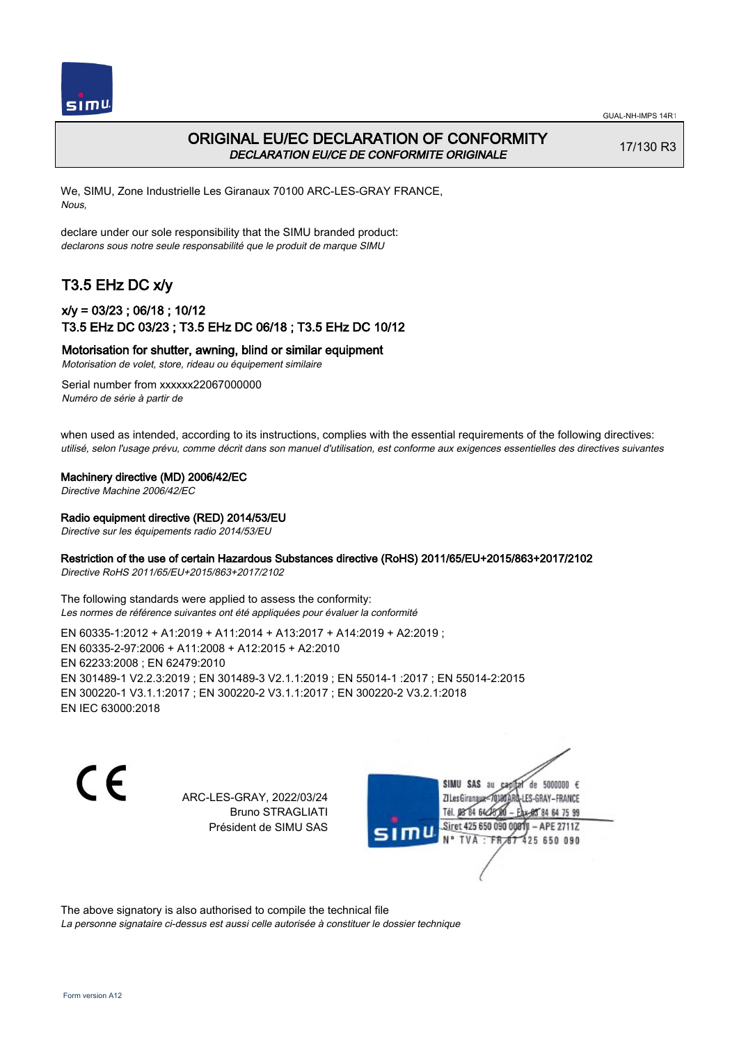# ORIGINAL EU/EC DECLARATION OF CONFORMITY
*DECLARATION EU/CE DE CONFORMITE ORIGINALE*

17/130 R3

We, SIMU, Zone Industrielle Les Giranaux 70100 ARC-LES-GRAY FRANCE,
*Nous,*

declare under our sole responsibility that the SIMU branded product:
*declarons sous notre seule responsabilité que le produit de marque SIMU*

## T3.5 EHz DC x/y

### x/y = 03/23 ; 06/18 ; 10/12
### T3.5 EHz DC 03/23 ; T3.5 EHz DC 06/18 ; T3.5 EHz DC 10/12

**Motorisation for shutter, awning, blind or similar equipment**
*Motorisation de volet, store, rideau ou équipement similaire*

Serial number from xxxxxx22067000000
*Numéro de série à partir de*

when used as intended, according to its instructions, complies with the essential requirements of the following directives:
*utilisé, selon l'usage prévu, comme décrit dans son manuel d'utilisation, est conforme aux exigences essentielles des directives suivantes*

**Machinery directive (MD) 2006/42/EC**
*Directive Machine 2006/42/EC*

**Radio equipment directive (RED) 2014/53/EU**
*Directive sur les équipements radio 2014/53/EU*

**Restriction of the use of certain Hazardous Substances directive (RoHS) 2011/65/EU+2015/863+2017/2102**
*Directive RoHS 2011/65/EU+2015/863+2017/2102*

The following standards were applied to assess the conformity:
*Les normes de référence suivantes ont été appliquées pour évaluer la conformité*

EN 60335-1:2012 + A1:2019 + A11:2014 + A13:2017 + A14:2019 + A2:2019 ;
EN 60335-2-97:2006 + A11:2008 + A12:2015 + A2:2010
EN 62233:2008 ; EN 62479:2010
EN 301489-1 V2.2.3:2019 ; EN 301489-3 V2.1.1:2019 ; EN 55014-1 :2017 ; EN 55014-2:2015
EN 300220-1 V3.1.1:2017 ; EN 300220-2 V3.1.1:2017 ; EN 300220-2 V3.2.1:2018
EN IEC 63000:2018

CE

ARC-LES-GRAY, 2022/03/24
Bruno STRAGLIATI
Président de SIMU SAS

SIMU SAS au capital de 5000000 €
ZI Les Giranaux 70100 ARC-LES-GRAY-FRANCE
Tél. 03 84 64 75 00 – Fax 03 84 64 75 99
Siret 425 650 090 00011 – APE 2711Z
N° TVA : FR 67 425 650 090

The above signatory is also authorised to compile the technical file
*La personne signataire ci-dessus est aussi celle autorisée à constituer le dossier technique*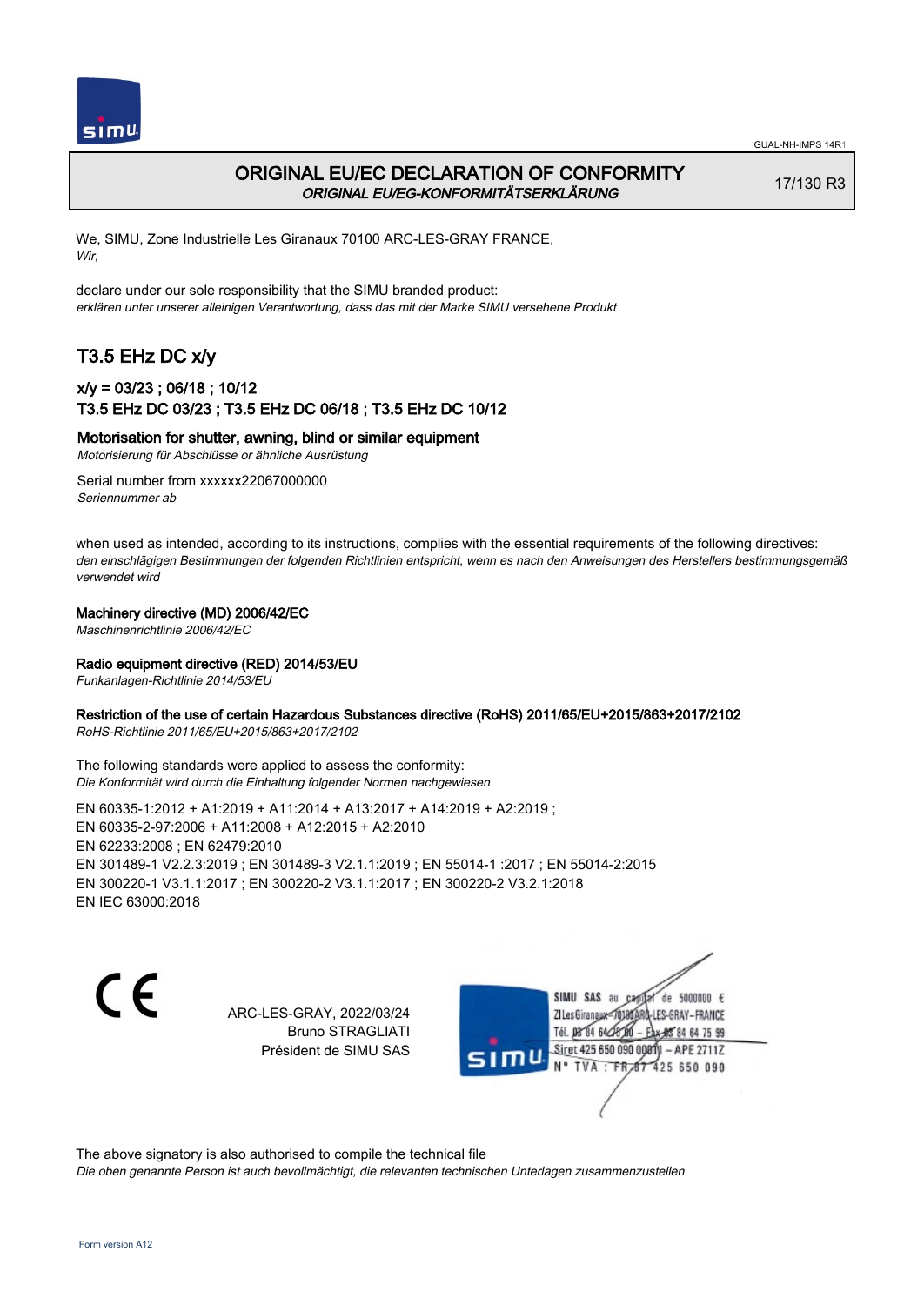# ORIGINAL EU/EC DECLARATION OF CONFORMITY
*ORIGINAL EU/EG-KONFORMITÄTSERKLÄRUNG*

17/130 R3

We, SIMU, Zone Industrielle Les Giranaux 70100 ARC-LES-GRAY FRANCE,
*Wir,*

declare under our sole responsibility that the SIMU branded product:
*erklären unter unserer alleinigen Verantwortung, dass das mit der Marke SIMU versehene Produkt*

## T3.5 EHz DC x/y

### x/y = 03/23 ; 06/18 ; 10/12
### T3.5 EHz DC 03/23 ; T3.5 EHz DC 06/18 ; T3.5 EHz DC 10/12

**Motorisation for shutter, awning, blind or similar equipment**
*Motorisierung für Abschlüsse or ähnliche Ausrüstung*

Serial number from xxxxxx22067000000
*Seriennummer ab*

when used as intended, according to its instructions, complies with the essential requirements of the following directives:
*den einschlägigen Bestimmungen der folgenden Richtlinien entspricht, wenn es nach den Anweisungen des Herstellers bestimmungsgemäß verwendet wird*

**Machinery directive (MD) 2006/42/EC**
*Maschinenrichtlinie 2006/42/EC*

**Radio equipment directive (RED) 2014/53/EU**
*Funkanlagen-Richtlinie 2014/53/EU*

**Restriction of the use of certain Hazardous Substances directive (RoHS) 2011/65/EU+2015/863+2017/2102**
*RoHS-Richtlinie 2011/65/EU+2015/863+2017/2102*

The following standards were applied to assess the conformity:
*Die Konformität wird durch die Einhaltung folgender Normen nachgewiesen*

EN 60335-1:2012 + A1:2019 + A11:2014 + A13:2017 + A14:2019 + A2:2019 ;
EN 60335-2-97:2006 + A11:2008 + A12:2015 + A2:2010
EN 62233:2008 ; EN 62479:2010
EN 301489-1 V2.2.3:2019 ; EN 301489-3 V2.1.1:2019 ; EN 55014-1 :2017 ; EN 55014-2:2015
EN 300220-1 V3.1.1:2017 ; EN 300220-2 V3.1.1:2017 ; EN 300220-2 V3.2.1:2018
EN IEC 63000:2018

CE

ARC-LES-GRAY, 2022/03/24
Bruno STRAGLIATI
Président de SIMU SAS

SIMU SAS au capital de 5000000 €
ZI Les Giranaux 70100 ARC-LES-GRAY-FRANCE
Tél. 03 84 64 75 00 – Fax 03 84 64 75 99
Siret 425 650 090 00011 – APE 2711Z
N° TVA : FR 87 425 650 090

The above signatory is also authorised to compile the technical file
*Die oben genannte Person ist auch bevollmächtigt, die relevanten technischen Unterlagen zusammenzustellen*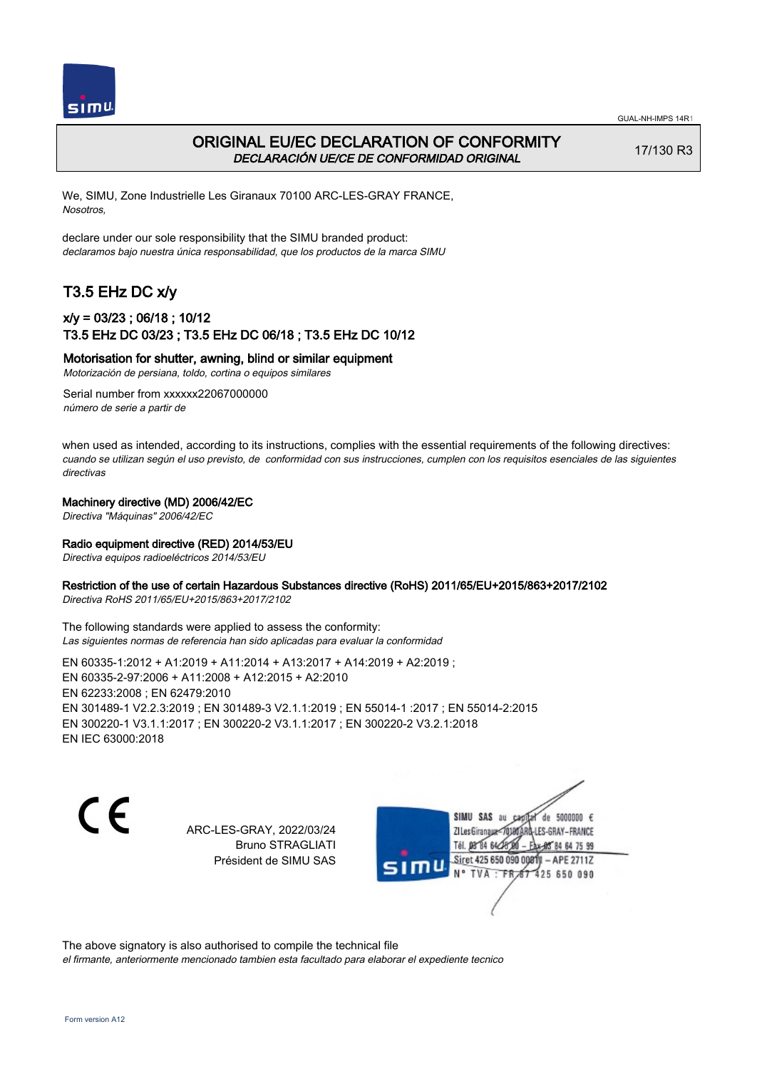# ORIGINAL EU/EC DECLARATION OF CONFORMITY

*DECLARACIÓN UE/CE DE CONFORMIDAD ORIGINAL*

17/130 R3

We, SIMU, Zone Industrielle Les Giranaux 70100 ARC-LES-GRAY FRANCE,
*Nosotros,*

declare under our sole responsibility that the SIMU branded product:
*declaramos bajo nuestra única responsabilidad, que los productos de la marca SIMU*

## T3.5 EHz DC x/y

### x/y = 03/23 ; 06/18 ; 10/12
### T3.5 EHz DC 03/23 ; T3.5 EHz DC 06/18 ; T3.5 EHz DC 10/12

**Motorisation for shutter, awning, blind or similar equipment**
*Motorización de persiana, toldo, cortina o equipos similares*

Serial number from xxxxxx22067000000
*número de serie a partir de*

when used as intended, according to its instructions, complies with the essential requirements of the following directives:
*cuando se utilizan según el uso previsto, de conformidad con sus instrucciones, cumplen con los requisitos esenciales de las siguientes directivas*

**Machinery directive (MD) 2006/42/EC**
*Directiva "Máquinas" 2006/42/EC*

**Radio equipment directive (RED) 2014/53/EU**
*Directiva equipos radioeléctricos 2014/53/EU*

**Restriction of the use of certain Hazardous Substances directive (RoHS) 2011/65/EU+2015/863+2017/2102**
*Directiva RoHS 2011/65/EU+2015/863+2017/2102*

The following standards were applied to assess the conformity:
*Las siguientes normas de referencia han sido aplicadas para evaluar la conformidad*

EN 60335-1:2012 + A1:2019 + A11:2014 + A13:2017 + A14:2019 + A2:2019 ;
EN 60335-2-97:2006 + A11:2008 + A12:2015 + A2:2010
EN 62233:2008 ; EN 62479:2010
EN 301489-1 V2.2.3:2019 ; EN 301489-3 V2.1.1:2019 ; EN 55014-1 :2017 ; EN 55014-2:2015
EN 300220-1 V3.1.1:2017 ; EN 300220-2 V3.1.1:2017 ; EN 300220-2 V3.2.1:2018
EN IEC 63000:2018

CE

ARC-LES-GRAY, 2022/03/24
Bruno STRAGLIATI
Président de SIMU SAS

SIMU SAS au capital de 5000000 €
ZI Les Giranaux 70100 ARC-LES-GRAY-FRANCE
Tél. 03 84 64 28 00 – Fax 03 84 64 75 99
Siret 425 650 090 00011 – APE 2711Z
N° TVA : FR 87 425 650 090

The above signatory is also authorised to compile the technical file
*el firmante, anteriormente mencionado tambien esta facultado para elaborar el expediente tecnico*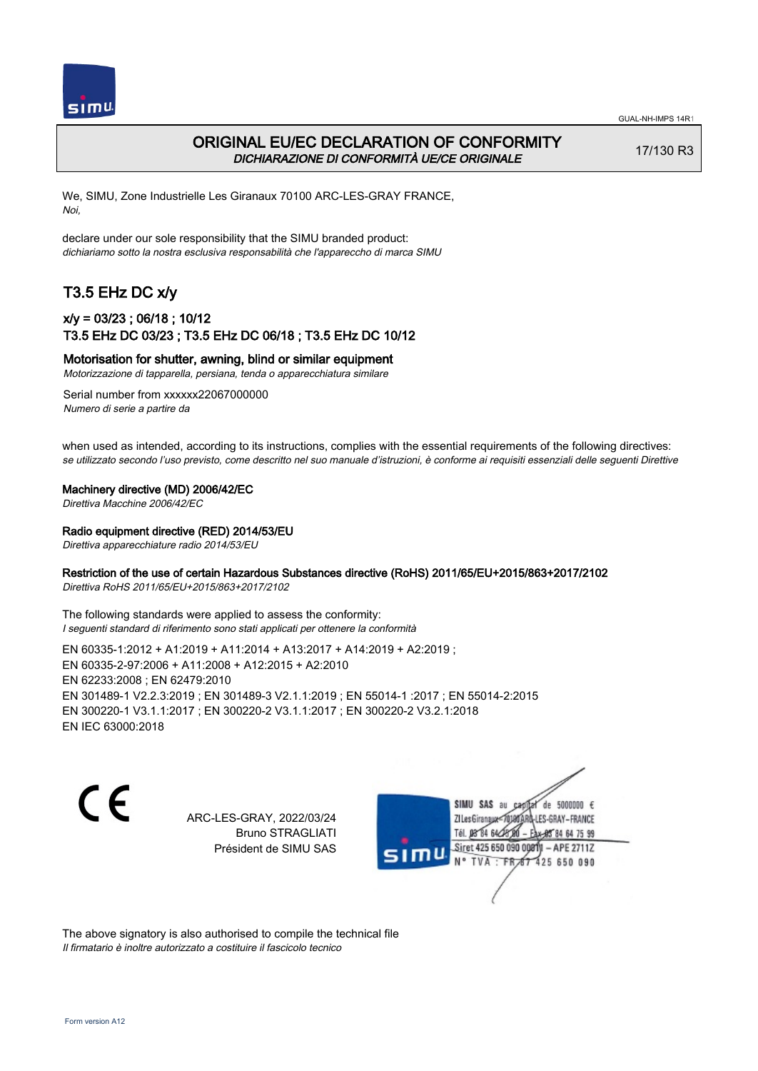# ORIGINAL EU/EC DECLARATION OF CONFORMITY
*DICHIARAZIONE DI CONFORMITÀ UE/CE ORIGINALE*

17/130 R3

We, SIMU, Zone Industrielle Les Giranaux 70100 ARC-LES-GRAY FRANCE,
*Noi,*

declare under our sole responsibility that the SIMU branded product:
*dichiariamo sotto la nostra esclusiva responsabilità che l'apparecchio di marca SIMU*

## T3.5 EHz DC x/y

### x/y = 03/23 ; 06/18 ; 10/12
### T3.5 EHz DC 03/23 ; T3.5 EHz DC 06/18 ; T3.5 EHz DC 10/12

**Motorisation for shutter, awning, blind or similar equipment**
*Motorizzazione di tapparella, persiana, tenda o apparecchiatura similare*

Serial number from xxxxxx22067000000
*Numero di serie a partire da*

when used as intended, according to its instructions, complies with the essential requirements of the following directives:
*se utilizzato secondo l'uso previsto, come descritto nel suo manuale d'istruzioni, è conforme ai requisiti essenziali delle seguenti Direttive*

**Machinery directive (MD) 2006/42/EC**
*Direttiva Macchine 2006/42/EC*

**Radio equipment directive (RED) 2014/53/EU**
*Direttiva apparecchiature radio 2014/53/EU*

**Restriction of the use of certain Hazardous Substances directive (RoHS) 2011/65/EU+2015/863+2017/2102**
*Direttiva RoHS 2011/65/EU+2015/863+2017/2102*

The following standards were applied to assess the conformity:
*I seguenti standard di riferimento sono stati applicati per ottenere la conformità*

EN 60335-1:2012 + A1:2019 + A11:2014 + A13:2017 + A14:2019 + A2:2019 ;
EN 60335-2-97:2006 + A11:2008 + A12:2015 + A2:2010
EN 62233:2008 ; EN 62479:2010
EN 301489-1 V2.2.3:2019 ; EN 301489-3 V2.1.1:2019 ; EN 55014-1 :2017 ; EN 55014-2:2015
EN 300220-1 V3.1.1:2017 ; EN 300220-2 V3.1.1:2017 ; EN 300220-2 V3.2.1:2018
EN IEC 63000:2018

ARC-LES-GRAY, 2022/03/24
Bruno STRAGLIATI
Président de SIMU SAS

SIMU SAS au capital de 5000000 €
ZI Les Giranaux 70100 ARC-LES-GRAY–FRANCE
Tél. 03 84 64 75 00 – Fax 03 84 64 75 99
Siret 425 650 090 00011 – APE 2711Z
N° TVA : FR 87 425 650 090

The above signatory is also authorised to compile the technical file
*Il firmatario è inoltre autorizzato a costituire il fascicolo tecnico*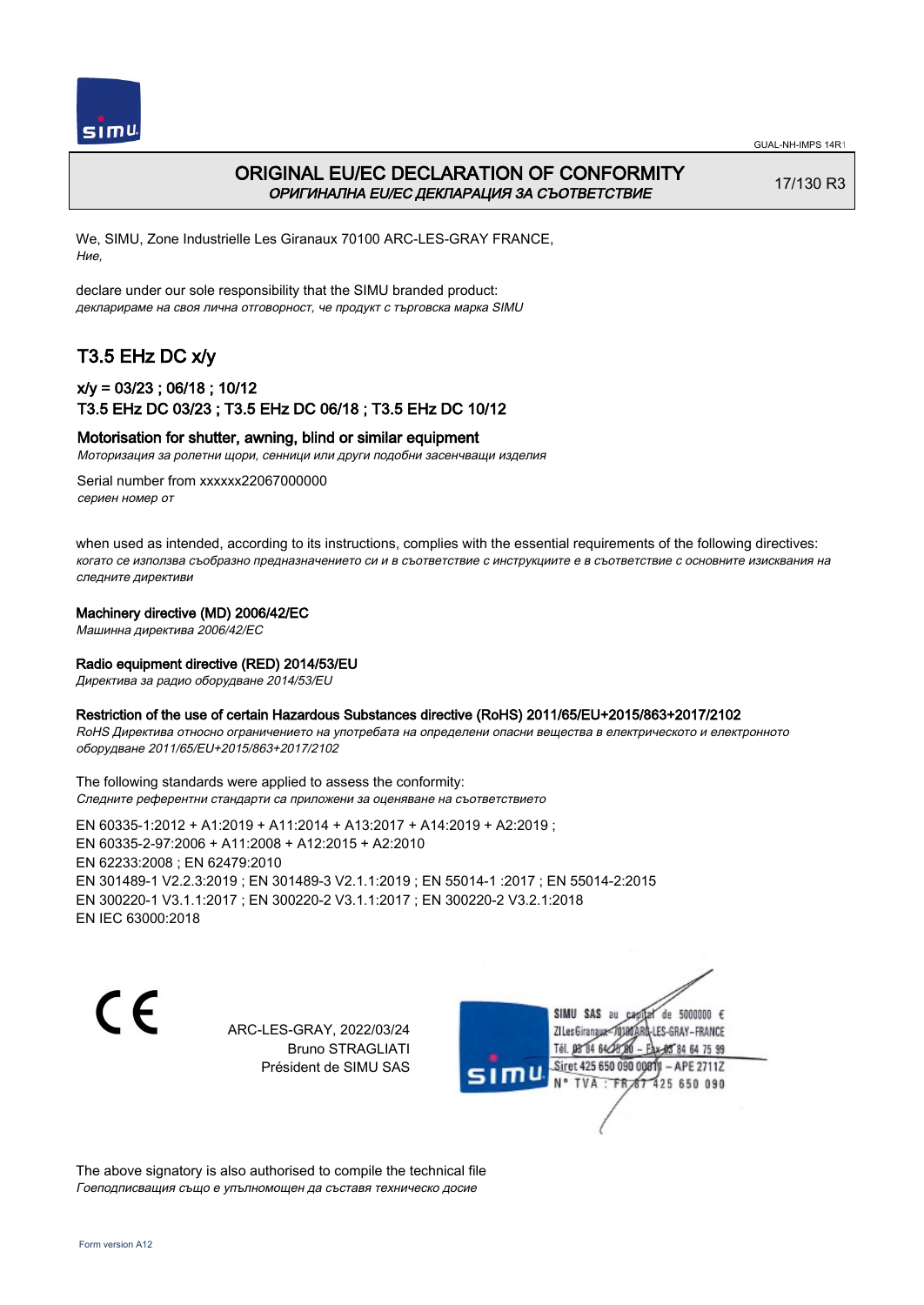# ORIGINAL EU/EC DECLARATION OF CONFORMITY
*ОРИГИНАЛНА EU/EC ДЕКЛАРАЦИЯ ЗА СЪОТВЕТСТВИЕ*

17/130 R3

We, SIMU, Zone Industrielle Les Giranaux 70100 ARC-LES-GRAY FRANCE,
*Ние,*

declare under our sole responsibility that the SIMU branded product:
*декларираме на своя лична отговорност, че продукт с търговска марка SIMU*

## T3.5 EHz DC x/y

### x/y = 03/23 ; 06/18 ; 10/12
### T3.5 EHz DC 03/23 ; T3.5 EHz DC 06/18 ; T3.5 EHz DC 10/12

**Motorisation for shutter, awning, blind or similar equipment**
*Моторизация за ролетни щори, сенници или други подобни засенчващи изделия*

Serial number from xxxxxx22067000000
*сериен номер от*

when used as intended, according to its instructions, complies with the essential requirements of the following directives:
*когато се използва съобразно предназначението си и в съответствие с инструкциите е в съответствие с основните изисквания на следните директиви*

**Machinery directive (MD) 2006/42/EC**
*Машинна директива 2006/42/EC*

**Radio equipment directive (RED) 2014/53/EU**
*Директива за радио оборудване 2014/53/EU*

**Restriction of the use of certain Hazardous Substances directive (RoHS) 2011/65/EU+2015/863+2017/2102**
*RoHS Директива относно ограничението на употребата на определени опасни вещества в електрическото и електронното оборудване 2011/65/EU+2015/863+2017/2102*

The following standards were applied to assess the conformity:
*Следните референтни стандарти са приложени за оценяване на съответствието*

EN 60335-1:2012 + A1:2019 + A11:2014 + A13:2017 + A14:2019 + A2:2019 ;
EN 60335-2-97:2006 + A11:2008 + A12:2015 + A2:2010
EN 62233:2008 ; EN 62479:2010
EN 301489-1 V2.2.3:2019 ; EN 301489-3 V2.1.1:2019 ; EN 55014-1 :2017 ; EN 55014-2:2015
EN 300220-1 V3.1.1:2017 ; EN 300220-2 V3.1.1:2017 ; EN 300220-2 V3.2.1:2018
EN IEC 63000:2018

CE

ARC-LES-GRAY, 2022/03/24
Bruno STRAGLIATI
Président de SIMU SAS

SIMU SAS au capital de 5000000 €
ZI Les Giranaux 70100 ARC-LES-GRAY-FRANCE
Tél. 03 84 64 75 00 – Fax 03 84 64 75 99
Siret 425 650 090 00811 – APE 2711Z
N° TVA : FR 87 425 650 090

The above signatory is also authorised to compile the technical file
*Гоеподписващия също е упълномощен да съставя техническо досие*

Form version A12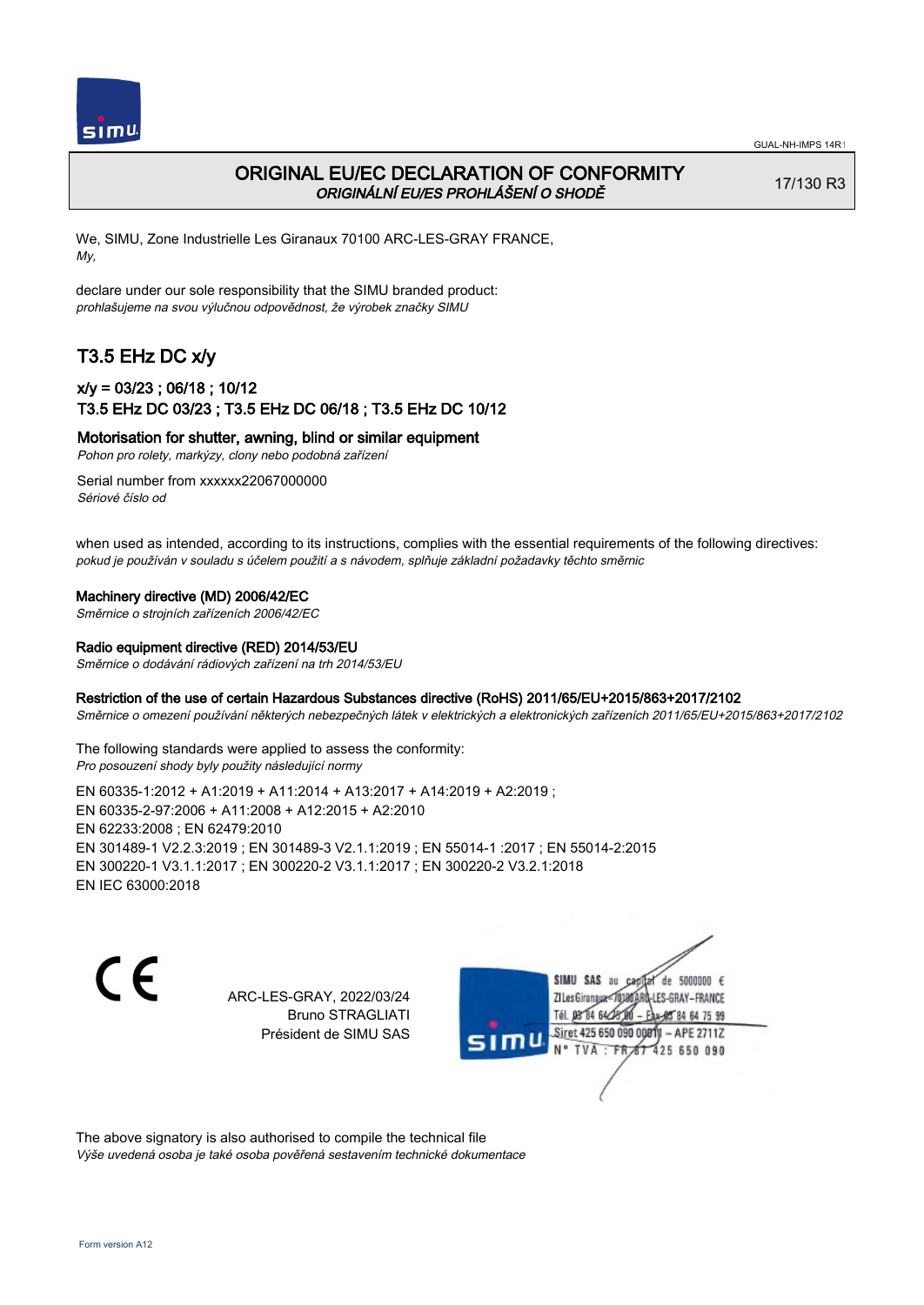# ORIGINAL EU/EC DECLARATION OF CONFORMITY
*ORIGINÁLNÍ EU/ES PROHLÁŠENÍ O SHODĚ*

17/130 R3

We, SIMU, Zone Industrielle Les Giranaux 70100 ARC-LES-GRAY FRANCE,
*My,*

declare under our sole responsibility that the SIMU branded product:
*prohlašujeme na svou výlučnou odpovědnost, že výrobek značky SIMU*

## T3.5 EHz DC x/y

### x/y = 03/23 ; 06/18 ; 10/12
### T3.5 EHz DC 03/23 ; T3.5 EHz DC 06/18 ; T3.5 EHz DC 10/12

**Motorisation for shutter, awning, blind or similar equipment**
*Pohon pro rolety, markýzy, clony nebo podobná zařízení*

Serial number from xxxxxx22067000000
*Sériové číslo od*

when used as intended, according to its instructions, complies with the essential requirements of the following directives:
*pokud je používán v souladu s účelem použití a s návodem, splňuje základní požadavky těchto směrnic*

**Machinery directive (MD) 2006/42/EC**
*Směrnice o strojních zařízeních 2006/42/EC*

**Radio equipment directive (RED) 2014/53/EU**
*Směrnice o dodávání rádiových zařízení na trh 2014/53/EU*

**Restriction of the use of certain Hazardous Substances directive (RoHS) 2011/65/EU+2015/863+2017/2102**
*Směrnice o omezení používání některých nebezpečných látek v elektrických a elektronických zařízeních 2011/65/EU+2015/863+2017/2102*

The following standards were applied to assess the conformity:
*Pro posouzení shody byly použity následující normy*

EN 60335-1:2012 + A1:2019 + A11:2014 + A13:2017 + A14:2019 + A2:2019 ;
EN 60335-2-97:2006 + A11:2008 + A12:2015 + A2:2010
EN 62233:2008 ; EN 62479:2010
EN 301489-1 V2.2.3:2019 ; EN 301489-3 V2.1.1:2019 ; EN 55014-1 :2017 ; EN 55014-2:2015
EN 300220-1 V3.1.1:2017 ; EN 300220-2 V3.1.1:2017 ; EN 300220-2 V3.2.1:2018
EN IEC 63000:2018

CE

ARC-LES-GRAY, 2022/03/24
Bruno STRAGLIATI
Président de SIMU SAS

SIMU SAS au capital de 5000000 €
ZI Les Giranaux 70100 ARC-LES-GRAY-FRANCE
Tél. 03 84 64 75 00 – Fax 03 84 64 75 99
Siret 425 650 090 00011 – APE 2711Z
N° TVA : FR 87 425 650 090

The above signatory is also authorised to compile the technical file
*Výše uvedená osoba je také osoba pověřená sestavením technické dokumentace*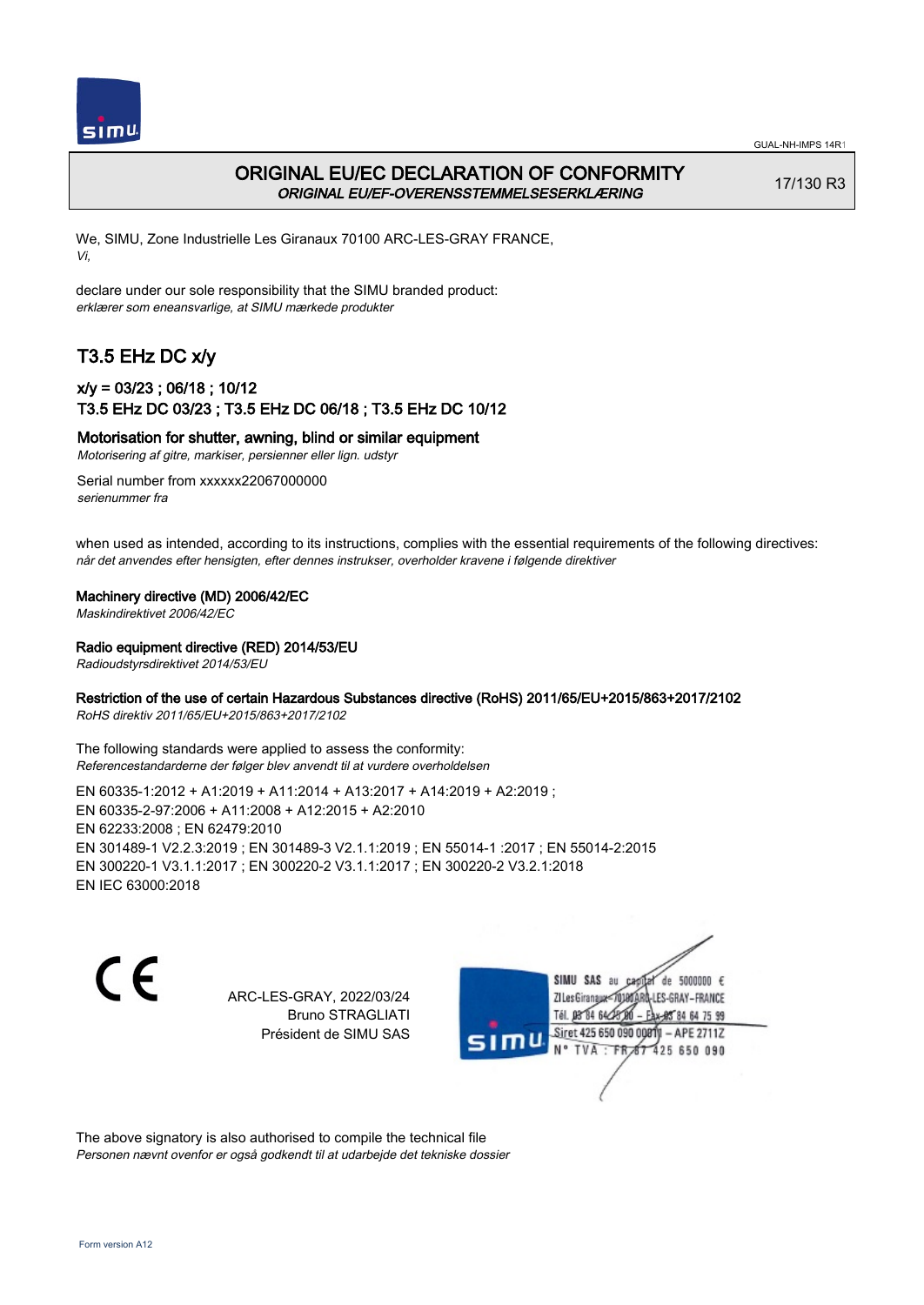# ORIGINAL EU/EC DECLARATION OF CONFORMITY

*ORIGINAL EU/EF-OVERENSSTEMMELSESERKLÆRING*

17/130 R3

We, SIMU, Zone Industrielle Les Giranaux 70100 ARC-LES-GRAY FRANCE,
*Vi,*

declare under our sole responsibility that the SIMU branded product:
*erklærer som eneansvarlige, at SIMU mærkede produkter*

## T3.5 EHz DC x/y

### x/y = 03/23 ; 06/18 ; 10/12
### T3.5 EHz DC 03/23 ; T3.5 EHz DC 06/18 ; T3.5 EHz DC 10/12

**Motorisation for shutter, awning, blind or similar equipment**
*Motorisering af gitre, markiser, persienner eller lign. udstyr*

Serial number from xxxxxx22067000000
*serienummer fra*

when used as intended, according to its instructions, complies with the essential requirements of the following directives:
*når det anvendes efter hensigten, efter dennes instrukser, overholder kravene i følgende direktiver*

**Machinery directive (MD) 2006/42/EC**
*Maskindirektivet 2006/42/EC*

**Radio equipment directive (RED) 2014/53/EU**
*Radioudstyrsdirektivet 2014/53/EU*

**Restriction of the use of certain Hazardous Substances directive (RoHS) 2011/65/EU+2015/863+2017/2102**
*RoHS direktiv 2011/65/EU+2015/863+2017/2102*

The following standards were applied to assess the conformity:
*Referencestandarderne der følger blev anvendt til at vurdere overholdelsen*

EN 60335-1:2012 + A1:2019 + A11:2014 + A13:2017 + A14:2019 + A2:2019 ;
EN 60335-2-97:2006 + A11:2008 + A12:2015 + A2:2010
EN 62233:2008 ; EN 62479:2010
EN 301489-1 V2.2.3:2019 ; EN 301489-3 V2.1.1:2019 ; EN 55014-1 :2017 ; EN 55014-2:2015
EN 300220-1 V3.1.1:2017 ; EN 300220-2 V3.1.1:2017 ; EN 300220-2 V3.2.1:2018
EN IEC 63000:2018

CE

ARC-LES-GRAY, 2022/03/24
Bruno STRAGLIATI
Président de SIMU SAS

SIMU SAS au capital de 5000000 €
ZI Les Giranaux 70100 ARC-LES-GRAY-FRANCE
Tél. 03 84 64 78 00 – Fax 03 84 64 75 99
Siret 425 650 090 00011 – APE 2711Z
N° TVA : FR 87 425 650 090

The above signatory is also authorised to compile the technical file
*Personen nævnt ovenfor er også godkendt til at udarbejde det tekniske dossier*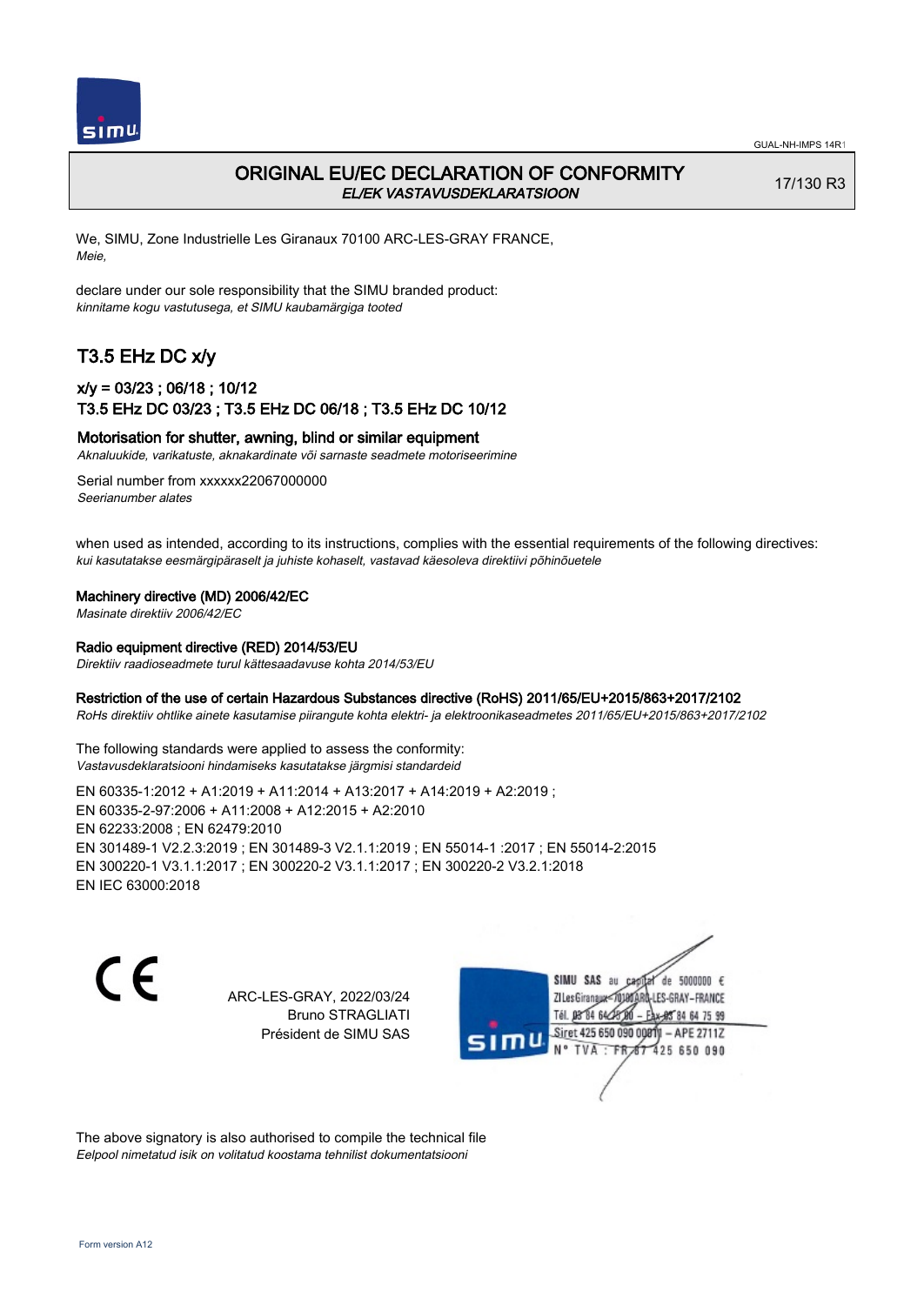# ORIGINAL EU/EC DECLARATION OF CONFORMITY

*EL/EK VASTAVUSDEKLARATSIOON*

17/130 R3

We, SIMU, Zone Industrielle Les Giranaux 70100 ARC-LES-GRAY FRANCE,
*Meie,*

declare under our sole responsibility that the SIMU branded product:
*kinnitame kogu vastutusega, et SIMU kaubamärgiga tooted*

## T3.5 EHz DC x/y

### x/y = 03/23 ; 06/18 ; 10/12
### T3.5 EHz DC 03/23 ; T3.5 EHz DC 06/18 ; T3.5 EHz DC 10/12

**Motorisation for shutter, awning, blind or similar equipment**
*Aknaluukide, varikatuste, aknakardinate või sarnaste seadmete motoriseerimine*

Serial number from xxxxxx22067000000
*Seerianumber alates*

when used as intended, according to its instructions, complies with the essential requirements of the following directives:
*kui kasutatakse eesmärgipäraselt ja juhiste kohaselt, vastavad käesoleva direktiivi põhinõuetele*

**Machinery directive (MD) 2006/42/EC**
*Masinate direktiiv 2006/42/EC*

**Radio equipment directive (RED) 2014/53/EU**
*Direktiiv raadioseadmete turul kättesaadavuse kohta 2014/53/EU*

**Restriction of the use of certain Hazardous Substances directive (RoHS) 2011/65/EU+2015/863+2017/2102**
*RoHs direktiiv ohtlike ainete kasutamise piirangute kohta elektri- ja elektroonikaseadmetes 2011/65/EU+2015/863+2017/2102*

The following standards were applied to assess the conformity:
*Vastavusdeklaratsiooni hindamiseks kasutatakse järgmisi standardeid*

EN 60335-1:2012 + A1:2019 + A11:2014 + A13:2017 + A14:2019 + A2:2019 ;
EN 60335-2-97:2006 + A11:2008 + A12:2015 + A2:2010
EN 62233:2008 ; EN 62479:2010
EN 301489-1 V2.2.3:2019 ; EN 301489-3 V2.1.1:2019 ; EN 55014-1 :2017 ; EN 55014-2:2015
EN 300220-1 V3.1.1:2017 ; EN 300220-2 V3.1.1:2017 ; EN 300220-2 V3.2.1:2018
EN IEC 63000:2018

CE

ARC-LES-GRAY, 2022/03/24
Bruno STRAGLIATI
Président de SIMU SAS

SIMU SAS au capital de 5000000 €
ZI Les Giranaux 70100 ARC-LES-GRAY–FRANCE
Tél. 03 84 64 75 00 – Fax 03 84 64 75 99
Siret 425 650 090 00011 – APE 2711Z
N° TVA : FR 87 425 650 090

The above signatory is also authorised to compile the technical file
*Eelpool nimetatud isik on volitatud koostama tehnilist dokumentatsiooni*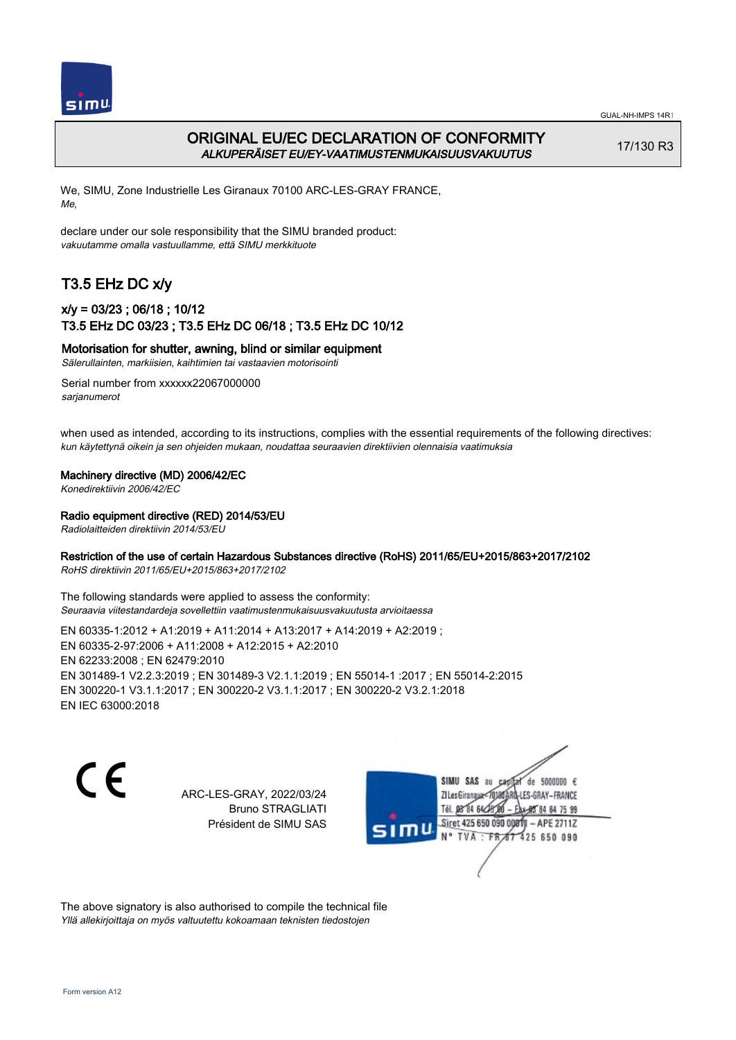# ORIGINAL EU/EC DECLARATION OF CONFORMITY
*ALKUPERÄISET EU/EY-VAATIMUSTENMUKAISUUSVAKUUTUS*

17/130 R3

We, SIMU, Zone Industrielle Les Giranaux 70100 ARC-LES-GRAY FRANCE,
*Me,*

declare under our sole responsibility that the SIMU branded product:
*vakuutamme omalla vastuullamme, että SIMU merkkituote*

## T3.5 EHz DC x/y

### x/y = 03/23 ; 06/18 ; 10/12
### T3.5 EHz DC 03/23 ; T3.5 EHz DC 06/18 ; T3.5 EHz DC 10/12

**Motorisation for shutter, awning, blind or similar equipment**
*Sälerullainten, markiisien, kaihtimien tai vastaavien motorisointi*

Serial number from xxxxxx22067000000
*sarjanumerot*

when used as intended, according to its instructions, complies with the essential requirements of the following directives:
*kun käytettynä oikein ja sen ohjeiden mukaan, noudattaa seuraavien direktiivien olennaisia vaatimuksia*

**Machinery directive (MD) 2006/42/EC**
*Konedirektiivin 2006/42/EC*

**Radio equipment directive (RED) 2014/53/EU**
*Radiolaitteiden direktiivin 2014/53/EU*

**Restriction of the use of certain Hazardous Substances directive (RoHS) 2011/65/EU+2015/863+2017/2102**
*RoHS direktiivin 2011/65/EU+2015/863+2017/2102*

The following standards were applied to assess the conformity:
*Seuraavia viitestandardeja sovellettiin vaatimustenmukaisuusvakuutusta arvioitaessa*

EN 60335-1:2012 + A1:2019 + A11:2014 + A13:2017 + A14:2019 + A2:2019 ;
EN 60335-2-97:2006 + A11:2008 + A12:2015 + A2:2010
EN 62233:2008 ; EN 62479:2010
EN 301489-1 V2.2.3:2019 ; EN 301489-3 V2.1.1:2019 ; EN 55014-1 :2017 ; EN 55014-2:2015
EN 300220-1 V3.1.1:2017 ; EN 300220-2 V3.1.1:2017 ; EN 300220-2 V3.2.1:2018
EN IEC 63000:2018

CE

ARC-LES-GRAY, 2022/03/24
Bruno STRAGLIATI
Président de SIMU SAS

SIMU SAS au capital de 5000000 €
ZI Les Giranaux 70100 ARC-LES-GRAY-FRANCE
Tél. 03 84 64 75 00 – Fax 03 84 64 75 99
Siret 425 650 090 00011 – APE 2711Z
N° TVA : FR 87 425 650 090

The above signatory is also authorised to compile the technical file
*Yllä allekirjoittaja on myös valtuutettu kokoamaan teknisten tiedostojen*

Form version A12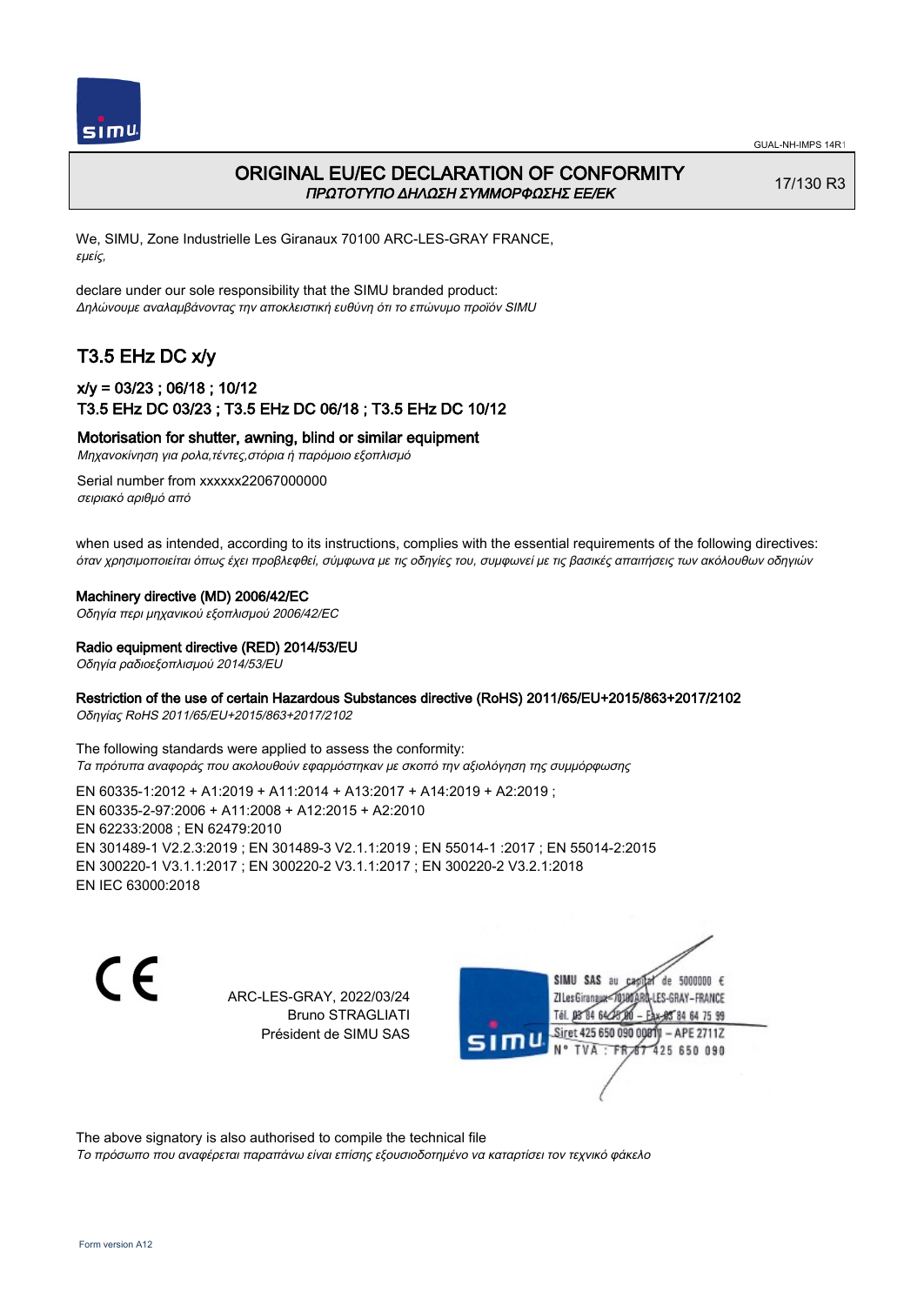GUAL-NH-IMPS 14R1

# ORIGINAL EU/EC DECLARATION OF CONFORMITY
*ΠΡΩΤΟΤΥΠΟ ΔΗΛΩΣΗ ΣΥΜΜΟΡΦΩΣΗΣ ΕΕ/ΕΚ*

17/130 R3

We, SIMU, Zone Industrielle Les Giranaux 70100 ARC-LES-GRAY FRANCE,
*εμείς,*

declare under our sole responsibility that the SIMU branded product:
*Δηλώνουμε αναλαμβάνοντας την αποκλειστική ευθύνη ότι το επώνυμο προϊόν SIMU*

## T3.5 EHz DC x/y

### x/y = 03/23 ; 06/18 ; 10/12
### T3.5 EHz DC 03/23 ; T3.5 EHz DC 06/18 ; T3.5 EHz DC 10/12

**Motorisation for shutter, awning, blind or similar equipment**
*Μηχανοκίνηση για ρολα,τέντες,στόρια ή παρόμοιο εξοπλισμό*

Serial number from xxxxxx22067000000
*σειριακό αριθμό από*

when used as intended, according to its instructions, complies with the essential requirements of the following directives:
*όταν χρησιμοποιείται όπως έχει προβλεφθεί, σύμφωνα με τις οδηγίες του, συμφωνεί με τις βασικές απαιτήσεις των ακόλουθων οδηγιών*

**Machinery directive (MD) 2006/42/EC**
*Οδηγία περι μηχανικού εξοπλισμού 2006/42/EC*

**Radio equipment directive (RED) 2014/53/EU**
*Οδηγία ραδιοεξοπλισμού 2014/53/EU*

**Restriction of the use of certain Hazardous Substances directive (RoHS) 2011/65/EU+2015/863+2017/2102**
*Οδηγίας RoHS 2011/65/EU+2015/863+2017/2102*

The following standards were applied to assess the conformity:
*Τα πρότυπα αναφοράς που ακολουθούν εφαρμόστηκαν με σκοπό την αξιολόγηση της συμμόρφωσης*

EN 60335-1:2012 + A1:2019 + A11:2014 + A13:2017 + A14:2019 + A2:2019 ;
EN 60335-2-97:2006 + A11:2008 + A12:2015 + A2:2010
EN 62233:2008 ; EN 62479:2010
EN 301489-1 V2.2.3:2019 ; EN 301489-3 V2.1.1:2019 ; EN 55014-1 :2017 ; EN 55014-2:2015
EN 300220-1 V3.1.1:2017 ; EN 300220-2 V3.1.1:2017 ; EN 300220-2 V3.2.1:2018
EN IEC 63000:2018

CE

ARC-LES-GRAY, 2022/03/24
Bruno STRAGLIATI
Président de SIMU SAS

SIMU SAS au capital de 5000000 €
ZI Les Giranaux 70100 ARC-LES-GRAY-FRANCE
Tél. 03 84 64 75 00 – Fax 03 84 64 75 99
Siret 425 650 090 00011 – APE 2711Z
N° TVA : FR 67 425 650 090

The above signatory is also authorised to compile the technical file
*Το πρόσωπο που αναφέρεται παραπάνω είναι επίσης εξουσιοδοτημένο να καταρτίσει τον τεχνικό φάκελο*

Form version A12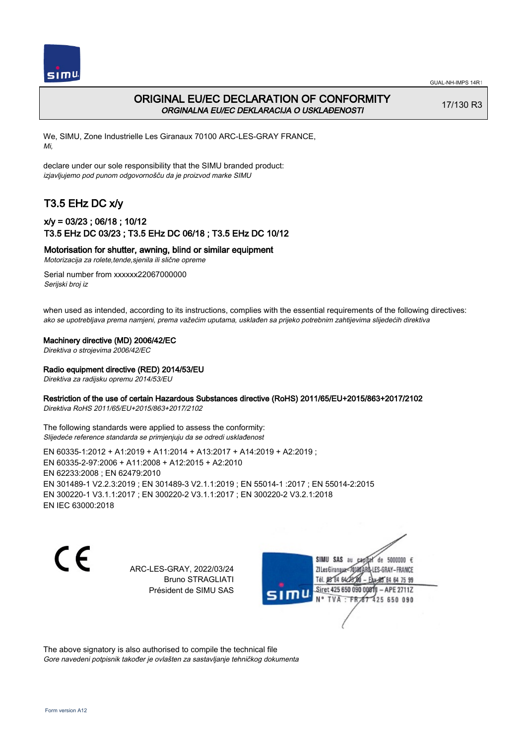# ORIGINAL EU/EC DECLARATION OF CONFORMITY
*ORGINALNA EU/EC DEKLARACIJA O USKLAĐENOSTI*

17/130 R3

We, SIMU, Zone Industrielle Les Giranaux 70100 ARC-LES-GRAY FRANCE,
*Mi,*

declare under our sole responsibility that the SIMU branded product:
*izjavljujemo pod punom odgovornošču da je proizvod marke SIMU*

## T3.5 EHz DC x/y

### x/y = 03/23 ; 06/18 ; 10/12
### T3.5 EHz DC 03/23 ; T3.5 EHz DC 06/18 ; T3.5 EHz DC 10/12

**Motorisation for shutter, awning, blind or similar equipment**
*Motorizacija za rolete,tende,sjenila ili slične opreme*

Serial number from xxxxxx22067000000
*Serijski broj iz*

when used as intended, according to its instructions, complies with the essential requirements of the following directives:
*ako se upotrebljava prema namjeni, prema važećim uputama, usklađen sa prijeko potrebnim zahtijevima slijedećih direktiva*

**Machinery directive (MD) 2006/42/EC**
*Direktiva o strojevima 2006/42/EC*

**Radio equipment directive (RED) 2014/53/EU**
*Direktiva za radijsku opremu 2014/53/EU*

**Restriction of the use of certain Hazardous Substances directive (RoHS) 2011/65/EU+2015/863+2017/2102**
*Direktiva RoHS 2011/65/EU+2015/863+2017/2102*

The following standards were applied to assess the conformity:
*Slijedeće reference standarda se primjenjuju da se odredi usklađenost*

EN 60335-1:2012 + A1:2019 + A11:2014 + A13:2017 + A14:2019 + A2:2019 ;
EN 60335-2-97:2006 + A11:2008 + A12:2015 + A2:2010
EN 62233:2008 ; EN 62479:2010
EN 301489-1 V2.2.3:2019 ; EN 301489-3 V2.1.1:2019 ; EN 55014-1 :2017 ; EN 55014-2:2015
EN 300220-1 V3.1.1:2017 ; EN 300220-2 V3.1.1:2017 ; EN 300220-2 V3.2.1:2018
EN IEC 63000:2018

ARC-LES-GRAY, 2022/03/24
Bruno STRAGLIATI
Président de SIMU SAS

SIMU SAS au capital de 5000000 €
ZI Les Giranaux 70100 ARC-LES-GRAY-FRANCE
Tél. 03 84 64 75 00 – Fax 03 84 64 75 99
Siret 425 650 090 00011 – APE 2711Z
N° TVA : FR 87 425 650 090

The above signatory is also authorised to compile the technical file
*Gore navedeni potpisnik također je ovlašten za sastavljanje tehničkog dokumenta*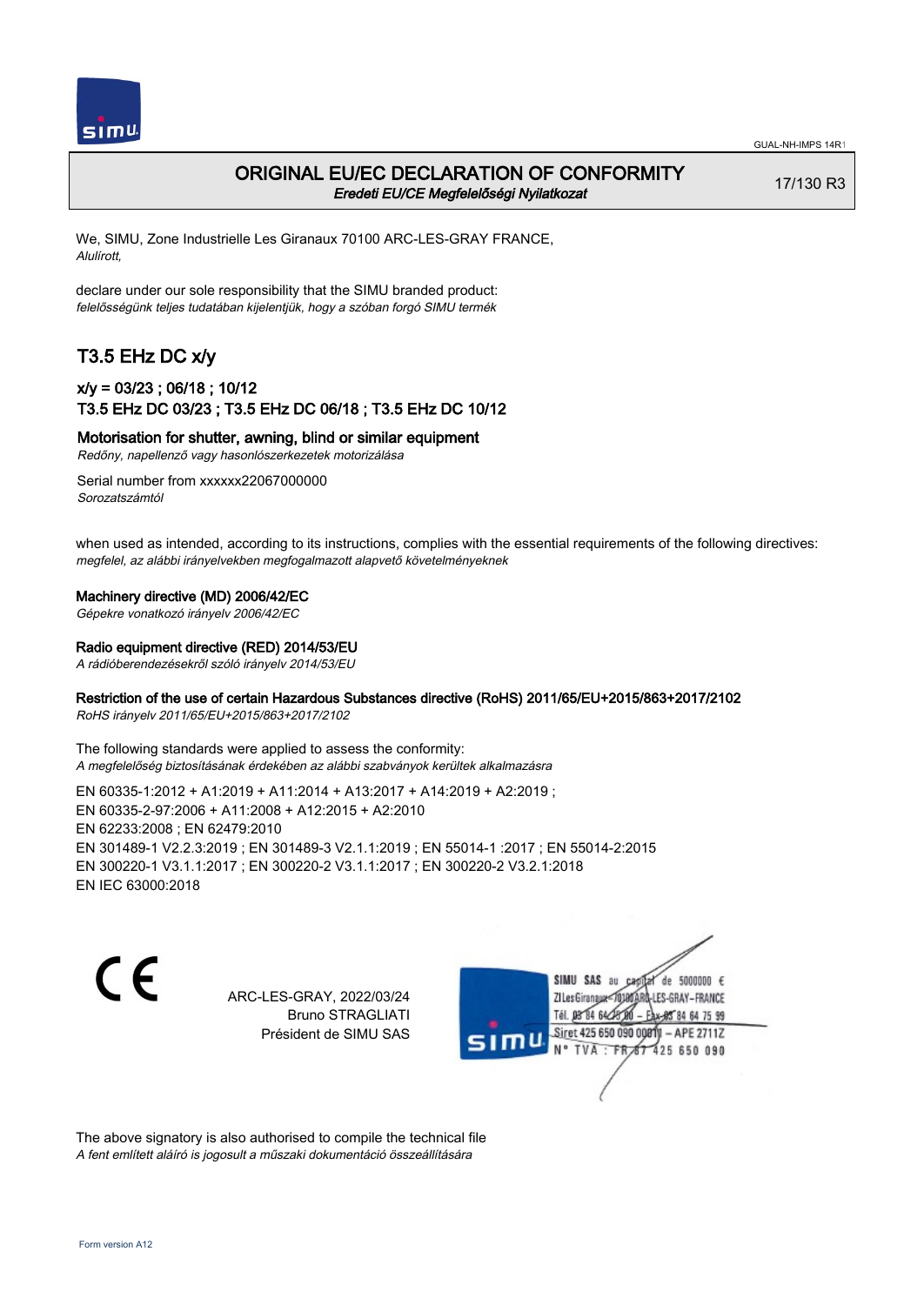# ORIGINAL EU/EC DECLARATION OF CONFORMITY

*Eredeti EU/CE Megfelelőségi Nyilatkozat*

17/130 R3

We, SIMU, Zone Industrielle Les Giranaux 70100 ARC-LES-GRAY FRANCE,
*Alulírott,*

declare under our sole responsibility that the SIMU branded product:
*felelősségünk teljes tudatában kijelentjük, hogy a szóban forgó SIMU termék*

## T3.5 EHz DC x/y

### x/y = 03/23 ; 06/18 ; 10/12
### T3.5 EHz DC 03/23 ; T3.5 EHz DC 06/18 ; T3.5 EHz DC 10/12

**Motorisation for shutter, awning, blind or similar equipment**
*Redőny, napellenző vagy hasonlószerkezetek motorizálása*

Serial number from xxxxxx22067000000
*Sorozatszámtól*

when used as intended, according to its instructions, complies with the essential requirements of the following directives:
*megfelel, az alábbi irányelvekben megfogalmazott alapvető követelményeknek*

**Machinery directive (MD) 2006/42/EC**
*Gépekre vonatkozó irányelv 2006/42/EC*

**Radio equipment directive (RED) 2014/53/EU**
*A rádióberendezésekről szóló irányelv 2014/53/EU*

**Restriction of the use of certain Hazardous Substances directive (RoHS) 2011/65/EU+2015/863+2017/2102**
*RoHS irányelv 2011/65/EU+2015/863+2017/2102*

The following standards were applied to assess the conformity:
*A megfelelőség biztosításának érdekében az alábbi szabványok kerültek alkalmazásra*

EN 60335-1:2012 + A1:2019 + A11:2014 + A13:2017 + A14:2019 + A2:2019 ;
EN 60335-2-97:2006 + A11:2008 + A12:2015 + A2:2010
EN 62233:2008 ; EN 62479:2010
EN 301489-1 V2.2.3:2019 ; EN 301489-3 V2.1.1:2019 ; EN 55014-1 :2017 ; EN 55014-2:2015
EN 300220-1 V3.1.1:2017 ; EN 300220-2 V3.1.1:2017 ; EN 300220-2 V3.2.1:2018
EN IEC 63000:2018

ARC-LES-GRAY, 2022/03/24
Bruno STRAGLIATI
Président de SIMU SAS

SIMU SAS au capital de 5000000 €
ZI Les Giranaux 70100 ARC-LES-GRAY-FRANCE
Tél. 03 84 64 78 00 – Fax 03 84 64 75 99
Siret 425 650 090 00011 – APE 2711Z
N° TVA : FR 87 425 650 090

The above signatory is also authorised to compile the technical file
*A fent említett aláíró is jogosult a műszaki dokumentáció összeállítására*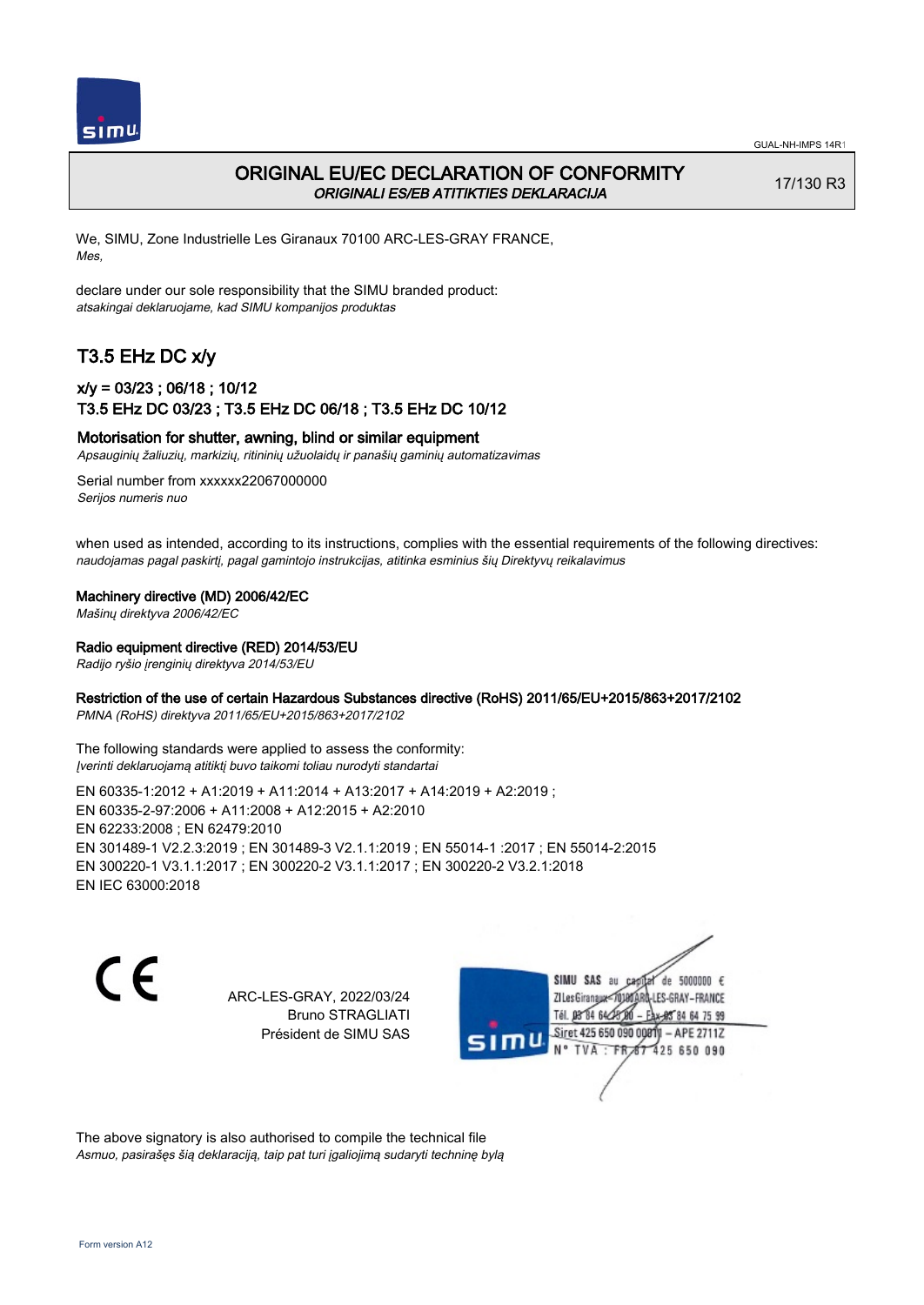# ORIGINAL EU/EC DECLARATION OF CONFORMITY
*ORIGINALI ES/EB ATITIKTIES DEKLARACIJA*

17/130 R3

We, SIMU, Zone Industrielle Les Giranaux 70100 ARC-LES-GRAY FRANCE,
*Mes,*

declare under our sole responsibility that the SIMU branded product:
*atsakingai deklaruojame, kad SIMU kompanijos produktas*

## T3.5 EHz DC x/y

### x/y = 03/23 ; 06/18 ; 10/12
### T3.5 EHz DC 03/23 ; T3.5 EHz DC 06/18 ; T3.5 EHz DC 10/12

**Motorisation for shutter, awning, blind or similar equipment**
*Apsauginių žaliuzių, markizių, ritininių užuolaidų ir panašių gaminių automatizavimas*

Serial number from xxxxxx22067000000
*Serijos numeris nuo*

when used as intended, according to its instructions, complies with the essential requirements of the following directives:
*naudojamas pagal paskirtį, pagal gamintojo instrukcijas, atitinka esminius šių Direktyvų reikalavimus*

**Machinery directive (MD) 2006/42/EC**
*Mašinų direktyva 2006/42/EC*

**Radio equipment directive (RED) 2014/53/EU**
*Radijo ryšio įrenginių direktyva 2014/53/EU*

**Restriction of the use of certain Hazardous Substances directive (RoHS) 2011/65/EU+2015/863+2017/2102**
*PMNA (RoHS) direktyva 2011/65/EU+2015/863+2017/2102*

The following standards were applied to assess the conformity:
*Įverinti deklaruojamą atitiktį buvo taikomi toliau nurodyti standartai*

EN 60335-1:2012 + A1:2019 + A11:2014 + A13:2017 + A14:2019 + A2:2019 ;
EN 60335-2-97:2006 + A11:2008 + A12:2015 + A2:2010
EN 62233:2008 ; EN 62479:2010
EN 301489-1 V2.2.3:2019 ; EN 301489-3 V2.1.1:2019 ; EN 55014-1 :2017 ; EN 55014-2:2015
EN 300220-1 V3.1.1:2017 ; EN 300220-2 V3.1.1:2017 ; EN 300220-2 V3.2.1:2018
EN IEC 63000:2018

CE

ARC-LES-GRAY, 2022/03/24
Bruno STRAGLIATI
Président de SIMU SAS

SIMU SAS au capital de 5000000 €
ZI Les Giranaux 70100 ARC-LES-GRAY – FRANCE
Tél. 03 84 64 75 00 – Fax 03 84 64 75 99
Siret 425 650 090 00011 – APE 2711Z
N° TVA : FR 67 425 650 090

The above signatory is also authorised to compile the technical file
*Asmuo, pasirašęs šią deklaraciją, taip pat turi įgaliojimą sudaryti techninę bylą*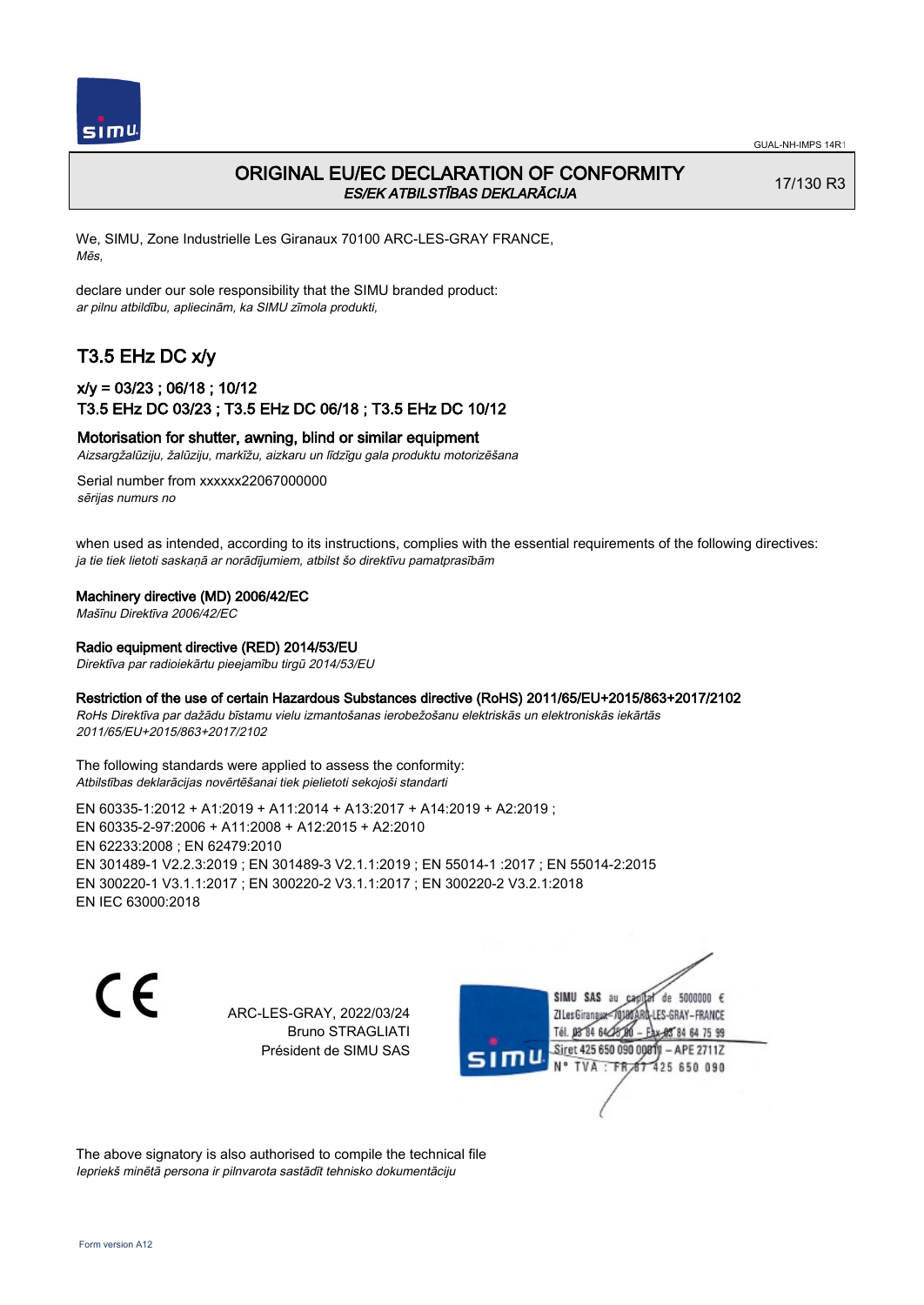# ORIGINAL EU/EC DECLARATION OF CONFORMITY
*ES/EK ATBILSTĪBAS DEKLARĀCIJA*

17/130 R3

We, SIMU, Zone Industrielle Les Giranaux 70100 ARC-LES-GRAY FRANCE,
*Mēs,*

declare under our sole responsibility that the SIMU branded product:
*ar pilnu atbildību, apliecinām, ka SIMU zīmola produkti,*

## T3.5 EHz DC x/y

### x/y = 03/23 ; 06/18 ; 10/12
### T3.5 EHz DC 03/23 ; T3.5 EHz DC 06/18 ; T3.5 EHz DC 10/12

**Motorisation for shutter, awning, blind or similar equipment**
*Aizsargžalūziju, žalūziju, markīžu, aizkaru un līdzīgu gala produktu motorizēšana*

Serial number from xxxxxx22067000000
*sērijas numurs no*

when used as intended, according to its instructions, complies with the essential requirements of the following directives:
*ja tie tiek lietoti saskaņā ar norādījumiem, atbilst šo direktīvu pamatprasībām*

**Machinery directive (MD) 2006/42/EC**
*Mašīnu Direktīva 2006/42/EC*

**Radio equipment directive (RED) 2014/53/EU**
*Direktīva par radioiekārtu pieejamību tirgū 2014/53/EU*

**Restriction of the use of certain Hazardous Substances directive (RoHS) 2011/65/EU+2015/863+2017/2102**
*RoHs Direktīva par dažādu bīstamu vielu izmantošanas ierobežošanu elektriskās un elektroniskās iekārtās 2011/65/EU+2015/863+2017/2102*

The following standards were applied to assess the conformity:
*Atbilstības deklarācijas novērtēšanai tiek pielietoti sekojoši standarti*

EN 60335-1:2012 + A1:2019 + A11:2014 + A13:2017 + A14:2019 + A2:2019 ;
EN 60335-2-97:2006 + A11:2008 + A12:2015 + A2:2010
EN 62233:2008 ; EN 62479:2010
EN 301489-1 V2.2.3:2019 ; EN 301489-3 V2.1.1:2019 ; EN 55014-1 :2017 ; EN 55014-2:2015
EN 300220-1 V3.1.1:2017 ; EN 300220-2 V3.1.1:2017 ; EN 300220-2 V3.2.1:2018
EN IEC 63000:2018

CE

ARC-LES-GRAY, 2022/03/24
Bruno STRAGLIATI
Président de SIMU SAS

SIMU SAS au capital de 5000000 €
ZI Les Giranaux 70100 ARC-LES-GRAY-FRANCE
Tél. 03 84 64 75 00 – Fax 03 84 64 75 99
Siret 425 650 090 00011 – APE 2711Z
N° TVA : FR 87 425 650 090

The above signatory is also authorised to compile the technical file
*Iepriekš minētā persona ir pilnvarota sastādīt tehnisko dokumentāciju*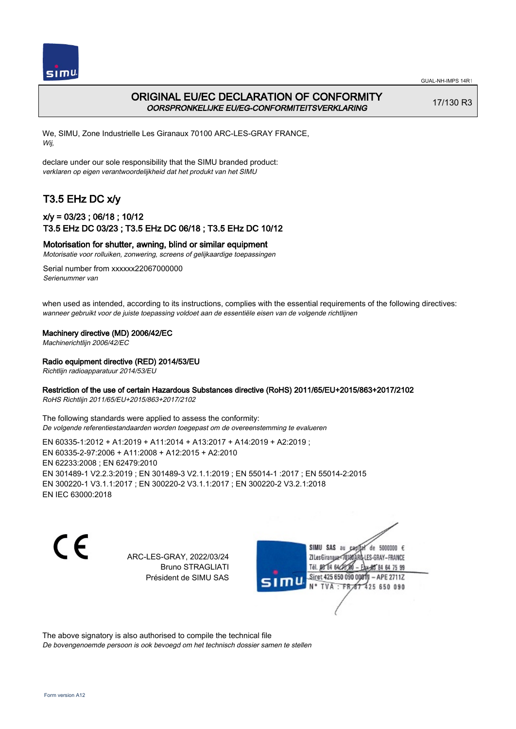GUAL-NH-IMPS 14R1

# ORIGINAL EU/EC DECLARATION OF CONFORMITY
*OORSPRONKELIJKE EU/EG-CONFORMITEITSVERKLARING*

17/130 R3

We, SIMU, Zone Industrielle Les Giranaux 70100 ARC-LES-GRAY FRANCE,
*Wij,*

declare under our sole responsibility that the SIMU branded product:
*verklaren op eigen verantwoordelijkheid dat het produkt van het SIMU*

## T3.5 EHz DC x/y

### x/y = 03/23 ; 06/18 ; 10/12
### T3.5 EHz DC 03/23 ; T3.5 EHz DC 06/18 ; T3.5 EHz DC 10/12

**Motorisation for shutter, awning, blind or similar equipment**
*Motorisatie voor rolluiken, zonwering, screens of gelijkaardige toepassingen*

Serial number from xxxxxx22067000000
*Serienummer van*

when used as intended, according to its instructions, complies with the essential requirements of the following directives:
*wanneer gebruikt voor de juiste toepassing voldoet aan de essentiële eisen van de volgende richtlijnen*

**Machinery directive (MD) 2006/42/EC**
*Machinerichtlijn 2006/42/EC*

**Radio equipment directive (RED) 2014/53/EU**
*Richtlijn radioapparatuur 2014/53/EU*

**Restriction of the use of certain Hazardous Substances directive (RoHS) 2011/65/EU+2015/863+2017/2102**
*RoHS Richtlijn 2011/65/EU+2015/863+2017/2102*

The following standards were applied to assess the conformity:
*De volgende referentiestandaarden worden toegepast om de overeenstemming te evalueren*

EN 60335-1:2012 + A1:2019 + A11:2014 + A13:2017 + A14:2019 + A2:2019 ;
EN 60335-2-97:2006 + A11:2008 + A12:2015 + A2:2010
EN 62233:2008 ; EN 62479:2010
EN 301489-1 V2.2.3:2019 ; EN 301489-3 V2.1.1:2019 ; EN 55014-1 :2017 ; EN 55014-2:2015
EN 300220-1 V3.1.1:2017 ; EN 300220-2 V3.1.1:2017 ; EN 300220-2 V3.2.1:2018
EN IEC 63000:2018

CE

ARC-LES-GRAY, 2022/03/24
Bruno STRAGLIATI
Président de SIMU SAS

SIMU SAS au capital de 5000000 €
ZI Les Giranaux 70100 ARC-LES-GRAY – FRANCE
Tél. 03 84 64 75 00 – Fax 03 84 64 75 99
Siret 425 650 090 00011 – APE 2711Z
N° TVA : FR 67 425 650 090

The above signatory is also authorised to compile the technical file
*De bovengenoemde persoon is ook bevoegd om het technisch dossier samen te stellen*

Form version A12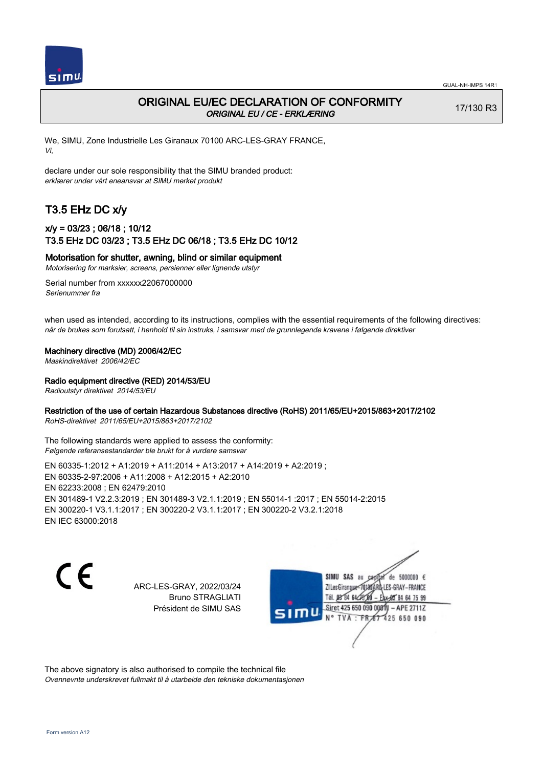# ORIGINAL EU/EC DECLARATION OF CONFORMITY

*ORIGINAL EU / CE - ERKLÆRING*

17/130 R3

We, SIMU, Zone Industrielle Les Giranaux 70100 ARC-LES-GRAY FRANCE,
*Vi,*

declare under our sole responsibility that the SIMU branded product:
*erklærer under vårt eneansvar at SIMU merket produkt*

## T3.5 EHz DC x/y

### x/y = 03/23 ; 06/18 ; 10/12
### T3.5 EHz DC 03/23 ; T3.5 EHz DC 06/18 ; T3.5 EHz DC 10/12

**Motorisation for shutter, awning, blind or similar equipment**
*Motorisering for marksier, screens, persienner eller lignende utstyr*

Serial number from xxxxxx22067000000
*Serienummer fra*

when used as intended, according to its instructions, complies with the essential requirements of the following directives:
*når de brukes som forutsatt, i henhold til sin instruks, i samsvar med de grunnlegende kravene i følgende direktiver*

**Machinery directive (MD) 2006/42/EC**
*Maskindirektivet 2006/42/EC*

**Radio equipment directive (RED) 2014/53/EU**
*Radioutstyr direktivet 2014/53/EU*

**Restriction of the use of certain Hazardous Substances directive (RoHS) 2011/65/EU+2015/863+2017/2102**
*RoHS-direktivet 2011/65/EU+2015/863+2017/2102*

The following standards were applied to assess the conformity:
*Følgende referansestandarder ble brukt for å vurdere samsvar*

EN 60335-1:2012 + A1:2019 + A11:2014 + A13:2017 + A14:2019 + A2:2019 ;
EN 60335-2-97:2006 + A11:2008 + A12:2015 + A2:2010
EN 62233:2008 ; EN 62479:2010
EN 301489-1 V2.2.3:2019 ; EN 301489-3 V2.1.1:2019 ; EN 55014-1 :2017 ; EN 55014-2:2015
EN 300220-1 V3.1.1:2017 ; EN 300220-2 V3.1.1:2017 ; EN 300220-2 V3.2.1:2018
EN IEC 63000:2018

ARC-LES-GRAY, 2022/03/24
Bruno STRAGLIATI
Président de SIMU SAS

SIMU SAS au capital de 5000000 €
ZI Les Giranaux 70100 ARC-LES-GRAY – FRANCE
Tél. 03 84 64 75 00 – Fax 03 84 64 75 99
Siret 425 650 090 00011 – APE 2711Z
N° TVA : FR 87 425 650 090

The above signatory is also authorised to compile the technical file
*Ovennevnte underskrevet fullmakt til å utarbeide den tekniske dokumentasjonen*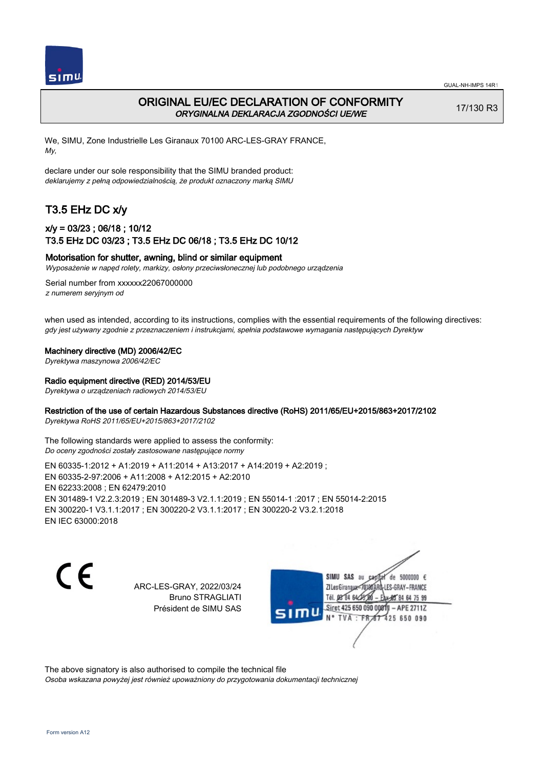# ORIGINAL EU/EC DECLARATION OF CONFORMITY

*ORYGINALNA DEKLARACJA ZGODNOŚCI UE/WE*

17/130 R3

We, SIMU, Zone Industrielle Les Giranaux 70100 ARC-LES-GRAY FRANCE,
*My,*

declare under our sole responsibility that the SIMU branded product:
*deklarujemy z pełną odpowiedzialnością, że produkt oznaczony marką SIMU*

## T3.5 EHz DC x/y

### x/y = 03/23 ; 06/18 ; 10/12
### T3.5 EHz DC 03/23 ; T3.5 EHz DC 06/18 ; T3.5 EHz DC 10/12

**Motorisation for shutter, awning, blind or similar equipment**
*Wyposażenie w napęd rolety, markizy, osłony przeciwsłonecznej lub podobnego urządzenia*

Serial number from xxxxxx22067000000
*z numerem seryjnym od*

when used as intended, according to its instructions, complies with the essential requirements of the following directives:
*gdy jest używany zgodnie z przeznaczeniem i instrukcjami, spełnia podstawowe wymagania następujących Dyrektyw*

**Machinery directive (MD) 2006/42/EC**
*Dyrektywa maszynowa 2006/42/EC*

**Radio equipment directive (RED) 2014/53/EU**
*Dyrektywa o urządzeniach radiowych 2014/53/EU*

**Restriction of the use of certain Hazardous Substances directive (RoHS) 2011/65/EU+2015/863+2017/2102**
*Dyrektywa RoHS 2011/65/EU+2015/863+2017/2102*

The following standards were applied to assess the conformity:
*Do oceny zgodności zostały zastosowane następujące normy*

EN 60335-1:2012 + A1:2019 + A11:2014 + A13:2017 + A14:2019 + A2:2019 ;
EN 60335-2-97:2006 + A11:2008 + A12:2015 + A2:2010
EN 62233:2008 ; EN 62479:2010
EN 301489-1 V2.2.3:2019 ; EN 301489-3 V2.1.1:2019 ; EN 55014-1 :2017 ; EN 55014-2:2015
EN 300220-1 V3.1.1:2017 ; EN 300220-2 V3.1.1:2017 ; EN 300220-2 V3.2.1:2018
EN IEC 63000:2018

ARC-LES-GRAY, 2022/03/24
Bruno STRAGLIATI
Président de SIMU SAS

SIMU SAS au capital de 5000000 €
ZI Les Giranaux 70100 ARC-LES-GRAY-FRANCE
Tél. 03 84 64 75 00 – Fax 03 84 64 75 99
Siret 425 650 090 00011 – APE 2711Z
N° TVA : FR 67 425 650 090

The above signatory is also authorised to compile the technical file
*Osoba wskazana powyżej jest również upoważniony do przygotowania dokumentacji technicznej*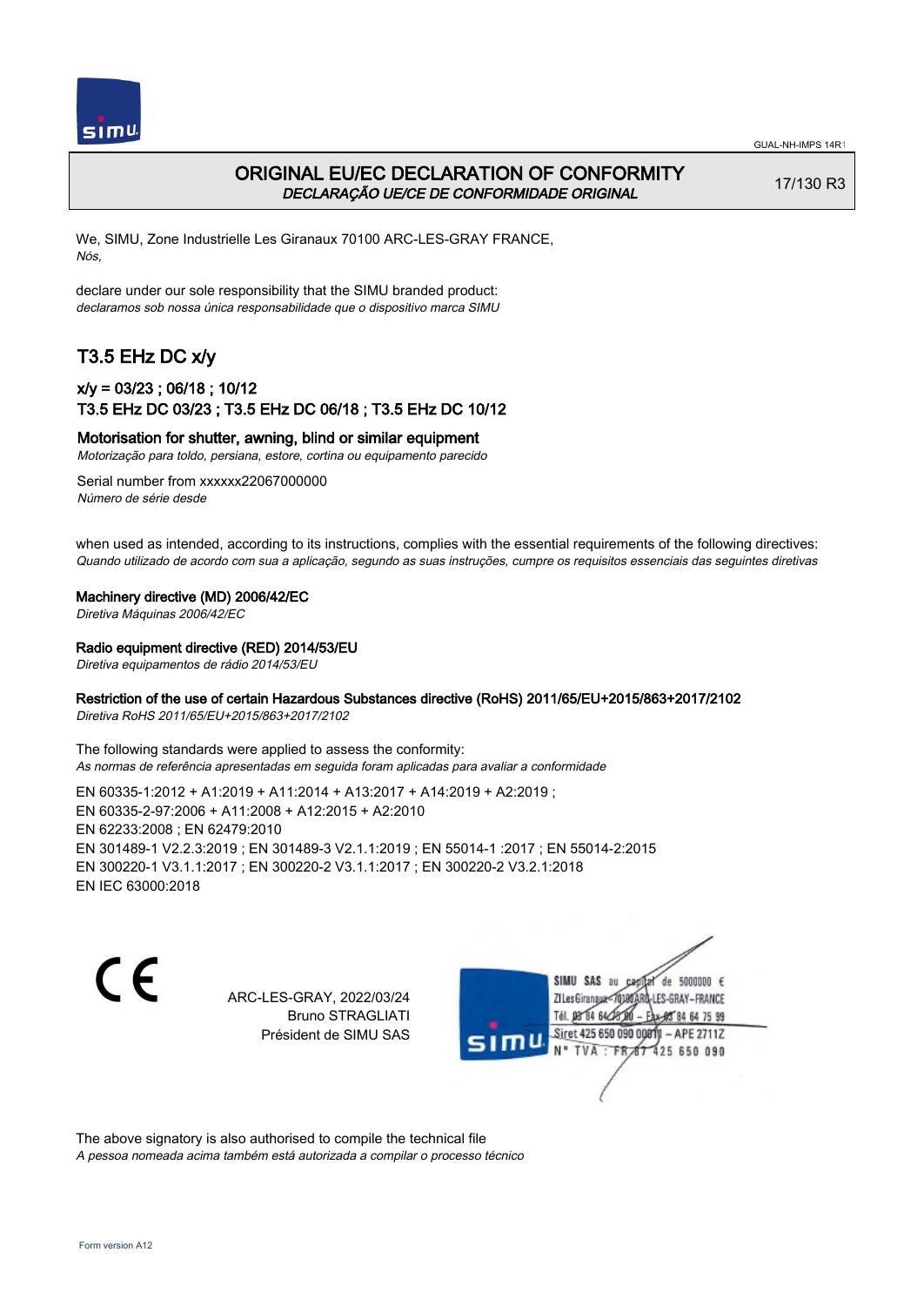# ORIGINAL EU/EC DECLARATION OF CONFORMITY

*DECLARAÇÃO UE/CE DE CONFORMIDADE ORIGINAL*

17/130 R3

We, SIMU, Zone Industrielle Les Giranaux 70100 ARC-LES-GRAY FRANCE,
*Nós,*

declare under our sole responsibility that the SIMU branded product:
*declaramos sob nossa única responsabilidade que o dispositivo marca SIMU*

## T3.5 EHz DC x/y

### x/y = 03/23 ; 06/18 ; 10/12
### T3.5 EHz DC 03/23 ; T3.5 EHz DC 06/18 ; T3.5 EHz DC 10/12

**Motorisation for shutter, awning, blind or similar equipment**
*Motorização para toldo, persiana, estore, cortina ou equipamento parecido*

Serial number from xxxxxx22067000000
*Número de série desde*

when used as intended, according to its instructions, complies with the essential requirements of the following directives:
*Quando utilizado de acordo com sua a aplicação, segundo as suas instruções, cumpre os requisitos essenciais das seguintes diretivas*

**Machinery directive (MD) 2006/42/EC**
*Diretiva Máquinas 2006/42/EC*

**Radio equipment directive (RED) 2014/53/EU**
*Diretiva equipamentos de rádio 2014/53/EU*

**Restriction of the use of certain Hazardous Substances directive (RoHS) 2011/65/EU+2015/863+2017/2102**
*Diretiva RoHS 2011/65/EU+2015/863+2017/2102*

The following standards were applied to assess the conformity:
*As normas de referência apresentadas em seguida foram aplicadas para avaliar a conformidade*

EN 60335-1:2012 + A1:2019 + A11:2014 + A13:2017 + A14:2019 + A2:2019 ;
EN 60335-2-97:2006 + A11:2008 + A12:2015 + A2:2010
EN 62233:2008 ; EN 62479:2010
EN 301489-1 V2.2.3:2019 ; EN 301489-3 V2.1.1:2019 ; EN 55014-1 :2017 ; EN 55014-2:2015
EN 300220-1 V3.1.1:2017 ; EN 300220-2 V3.1.1:2017 ; EN 300220-2 V3.2.1:2018
EN IEC 63000:2018

CE

ARC-LES-GRAY, 2022/03/24
Bruno STRAGLIATI
Président de SIMU SAS

SIMU SAS au capital de 5000000 €
ZI Les Giranaux 70100 ARC-LES-GRAY–FRANCE
Tél. 03 84 64 75 00 – Fax 03 84 64 75 99
Siret 425 650 090 00011 – APE 2711Z
N° TVA : FR 87 425 650 090

The above signatory is also authorised to compile the technical file
*A pessoa nomeada acima também está autorizada a compilar o processo técnico*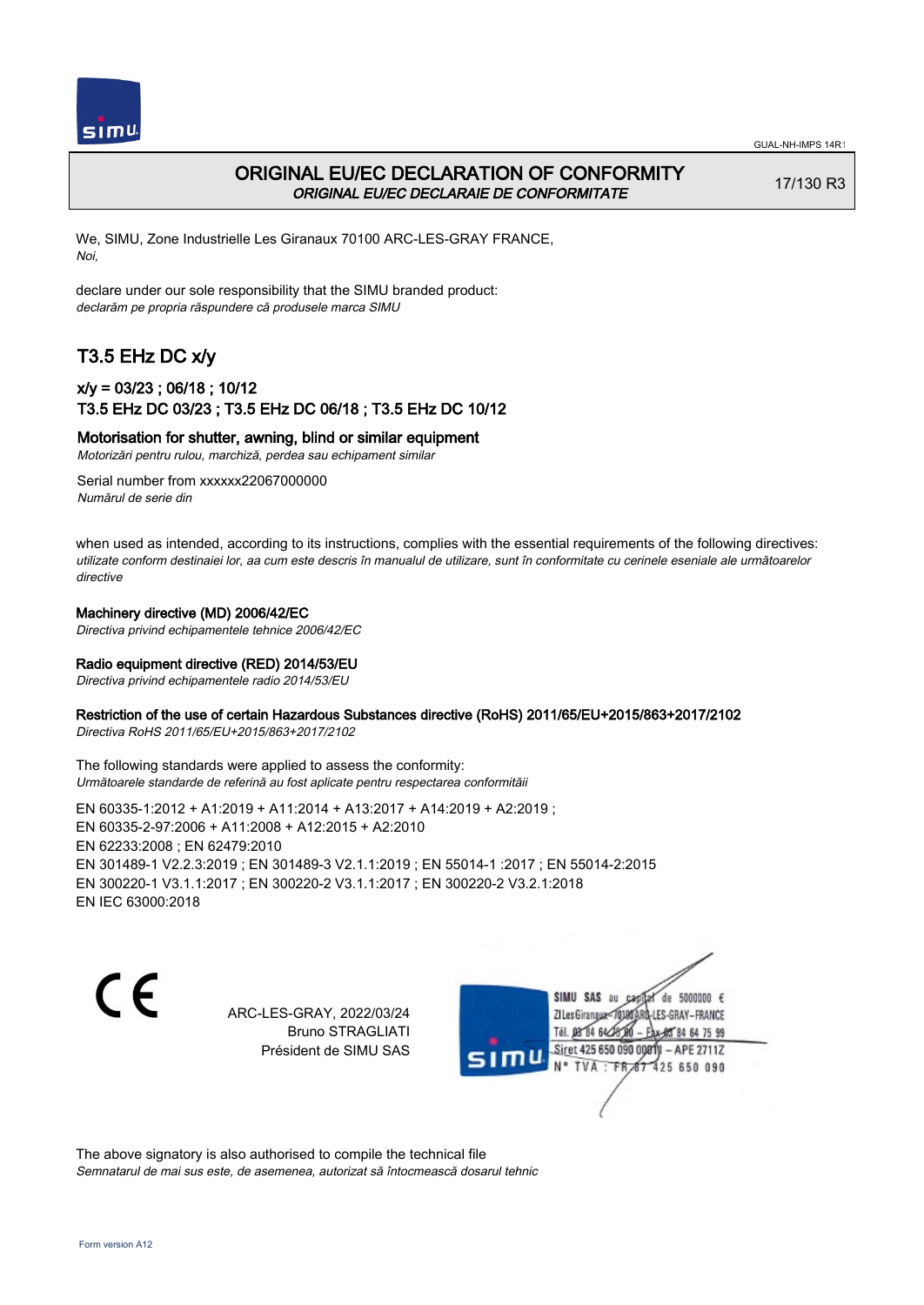# ORIGINAL EU/EC DECLARATION OF CONFORMITY

*ORIGINAL EU/EC DECLARAIE DE CONFORMITATE*

17/130 R3

We, SIMU, Zone Industrielle Les Giranaux 70100 ARC-LES-GRAY FRANCE,
*Noi,*

declare under our sole responsibility that the SIMU branded product:
*declarăm pe propria răspundere că produsele marca SIMU*

## T3.5 EHz DC x/y

### x/y = 03/23 ; 06/18 ; 10/12
### T3.5 EHz DC 03/23 ; T3.5 EHz DC 06/18 ; T3.5 EHz DC 10/12

### Motorisation for shutter, awning, blind or similar equipment

*Motorizări pentru rulou, marchiză, perdea sau echipament similar*

Serial number from xxxxxx22067000000
*Numărul de serie din*

when used as intended, according to its instructions, complies with the essential requirements of the following directives:
*utilizate conform destinaiei lor, aa cum este descris în manualul de utilizare, sunt în conformitate cu cerinele eseniale ale următoarelor directive*

**Machinery directive (MD) 2006/42/EC**
*Directiva privind echipamentele tehnice 2006/42/EC*

**Radio equipment directive (RED) 2014/53/EU**
*Directiva privind echipamentele radio 2014/53/EU*

**Restriction of the use of certain Hazardous Substances directive (RoHS) 2011/65/EU+2015/863+2017/2102**
*Directiva RoHS 2011/65/EU+2015/863+2017/2102*

The following standards were applied to assess the conformity:
*Următoarele standarde de referină au fost aplicate pentru respectarea conformităii*

EN 60335-1:2012 + A1:2019 + A11:2014 + A13:2017 + A14:2019 + A2:2019 ;
EN 60335-2-97:2006 + A11:2008 + A12:2015 + A2:2010
EN 62233:2008 ; EN 62479:2010
EN 301489-1 V2.2.3:2019 ; EN 301489-3 V2.1.1:2019 ; EN 55014-1 :2017 ; EN 55014-2:2015
EN 300220-1 V3.1.1:2017 ; EN 300220-2 V3.1.1:2017 ; EN 300220-2 V3.2.1:2018
EN IEC 63000:2018

ARC-LES-GRAY, 2022/03/24
Bruno STRAGLIATI
Président de SIMU SAS

SIMU SAS au capital de 5000000 €
ZI Les Giranaux 70100 ARC-LES-GRAY – FRANCE
Tél. 03 84 64 75 00 – Fax 03 84 64 75 99
Siret 425 650 090 00011 – APE 2711Z
N° TVA : FR 87 425 650 090

The above signatory is also authorised to compile the technical file
*Semnatarul de mai sus este, de asemenea, autorizat să întocmească dosarul tehnic*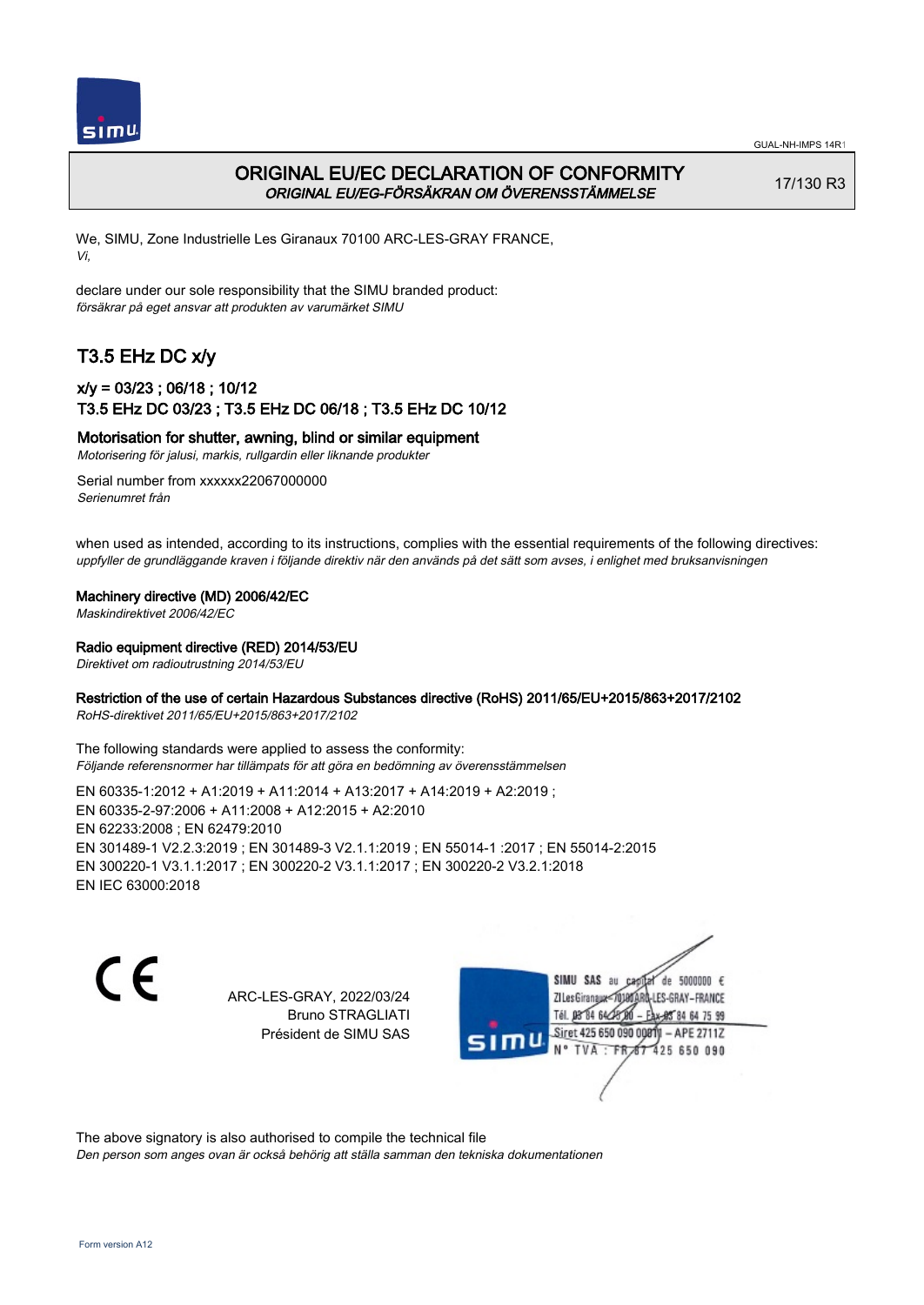# ORIGINAL EU/EC DECLARATION OF CONFORMITY

*ORIGINAL EU/EG-FÖRSÄKRAN OM ÖVERENSSTÄMMELSE*

17/130 R3

We, SIMU, Zone Industrielle Les Giranaux 70100 ARC-LES-GRAY FRANCE,
*Vi,*

declare under our sole responsibility that the SIMU branded product:
*försäkrar på eget ansvar att produkten av varumärket SIMU*

## T3.5 EHz DC x/y

### x/y = 03/23 ; 06/18 ; 10/12
### T3.5 EHz DC 03/23 ; T3.5 EHz DC 06/18 ; T3.5 EHz DC 10/12

**Motorisation for shutter, awning, blind or similar equipment**
*Motorisering för jalusi, markis, rullgardin eller liknande produkter*

Serial number from xxxxxx22067000000
*Serienumret från*

when used as intended, according to its instructions, complies with the essential requirements of the following directives:
*uppfyller de grundläggande kraven i följande direktiv när den används på det sätt som avses, i enlighet med bruksanvisningen*

**Machinery directive (MD) 2006/42/EC**
*Maskindirektivet 2006/42/EC*

**Radio equipment directive (RED) 2014/53/EU**
*Direktivet om radioutrustning 2014/53/EU*

**Restriction of the use of certain Hazardous Substances directive (RoHS) 2011/65/EU+2015/863+2017/2102**
*RoHS-direktivet 2011/65/EU+2015/863+2017/2102*

The following standards were applied to assess the conformity:
*Följande referensnormer har tillämpats för att göra en bedömning av överensstämmelsen*

EN 60335-1:2012 + A1:2019 + A11:2014 + A13:2017 + A14:2019 + A2:2019 ;
EN 60335-2-97:2006 + A11:2008 + A12:2015 + A2:2010
EN 62233:2008 ; EN 62479:2010
EN 301489-1 V2.2.3:2019 ; EN 301489-3 V2.1.1:2019 ; EN 55014-1 :2017 ; EN 55014-2:2015
EN 300220-1 V3.1.1:2017 ; EN 300220-2 V3.1.1:2017 ; EN 300220-2 V3.2.1:2018
EN IEC 63000:2018

CE

ARC-LES-GRAY, 2022/03/24
Bruno STRAGLIATI
Président de SIMU SAS

SIMU SAS au capital de 5000000 €
ZI Les Giranaux 70100 ARC-LES-GRAY-FRANCE
Tél. 03 84 64 75 00 – Fax 03 84 64 75 99
Siret 425 650 090 00011 – APE 2711Z
N° TVA : FR 67 425 650 090

The above signatory is also authorised to compile the technical file
*Den person som anges ovan är också behörig att ställa samman den tekniska dokumentationen*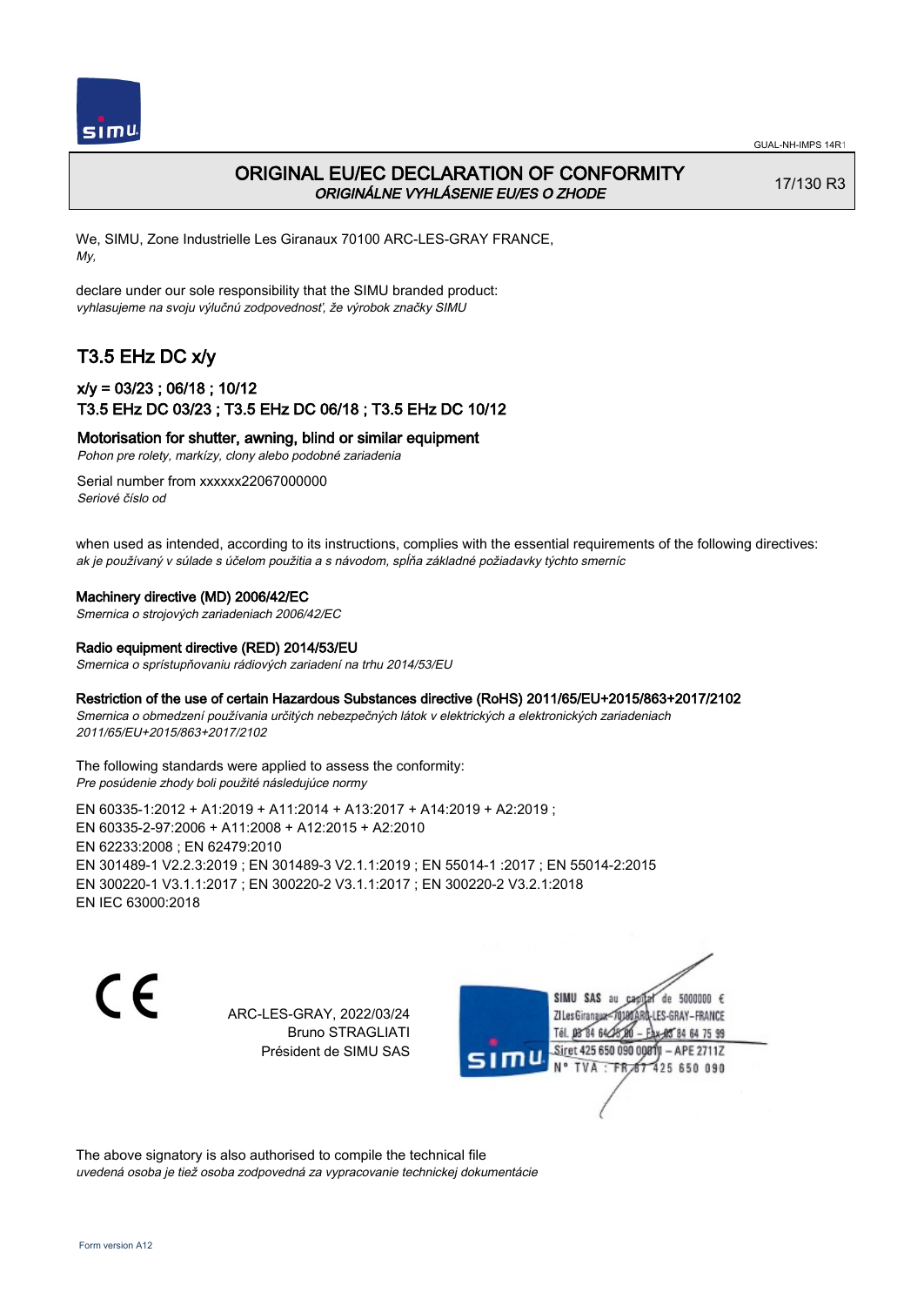GUAL-NH-IMPS 14R1

# ORIGINAL EU/EC DECLARATION OF CONFORMITY

*ORIGINÁLNE VYHLÁSENIE EU/ES O ZHODE*

17/130 R3

We, SIMU, Zone Industrielle Les Giranaux 70100 ARC-LES-GRAY FRANCE,
*My,*

declare under our sole responsibility that the SIMU branded product:
*vyhlasujeme na svoju výlučnú zodpovednosť, že výrobok značky SIMU*

## T3.5 EHz DC x/y

### x/y = 03/23 ; 06/18 ; 10/12
### T3.5 EHz DC 03/23 ; T3.5 EHz DC 06/18 ; T3.5 EHz DC 10/12

**Motorisation for shutter, awning, blind or similar equipment**
*Pohon pre rolety, markízy, clony alebo podobné zariadenia*

Serial number from xxxxxx22067000000
*Seriové číslo od*

when used as intended, according to its instructions, complies with the essential requirements of the following directives:
*ak je používaný v súlade s účelom použitia a s návodom, spĺňa základné požiadavky týchto smerníc*

**Machinery directive (MD) 2006/42/EC**
*Smernica o strojových zariadeniach 2006/42/EC*

**Radio equipment directive (RED) 2014/53/EU**
*Smernica o sprístupňovaniu rádiových zariadení na trhu 2014/53/EU*

**Restriction of the use of certain Hazardous Substances directive (RoHS) 2011/65/EU+2015/863+2017/2102**
*Smernica o obmedzení používania určitých nebezpečných látok v elektrických a elektronických zariadeniach 2011/65/EU+2015/863+2017/2102*

The following standards were applied to assess the conformity:
*Pre posúdenie zhody boli použité následujúce normy*

EN 60335-1:2012 + A1:2019 + A11:2014 + A13:2017 + A14:2019 + A2:2019 ;
EN 60335-2-97:2006 + A11:2008 + A12:2015 + A2:2010
EN 62233:2008 ; EN 62479:2010
EN 301489-1 V2.2.3:2019 ; EN 301489-3 V2.1.1:2019 ; EN 55014-1 :2017 ; EN 55014-2:2015
EN 300220-1 V3.1.1:2017 ; EN 300220-2 V3.1.1:2017 ; EN 300220-2 V3.2.1:2018
EN IEC 63000:2018

CE

ARC-LES-GRAY, 2022/03/24
Bruno STRAGLIATI
Président de SIMU SAS

SIMU SAS au capital de 5000000 €
ZI Les Giranaux 70100 ARC-LES-GRAY-FRANCE
Tél. 03 84 64 75 00 – Fax 03 84 64 75 99
Siret 425 650 090 00011 – APE 2711Z
N° TVA : FR 87 425 650 090

The above signatory is also authorised to compile the technical file
*uvedená osoba je tiež osoba zodpovedná za vypracovanie technickej dokumentácie*

Form version A12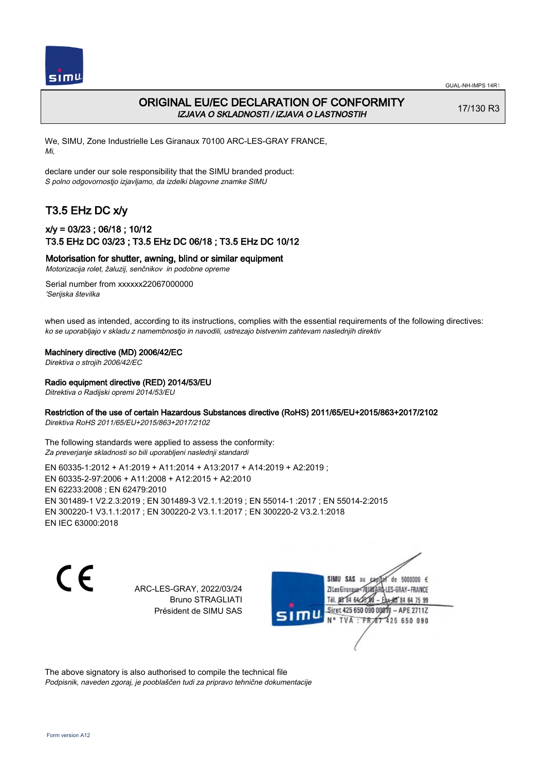# ORIGINAL EU/EC DECLARATION OF CONFORMITY

*IZJAVA O SKLADNOSTI / IZJAVA O LASTNOSTIH*

17/130 R3

We, SIMU, Zone Industrielle Les Giranaux 70100 ARC-LES-GRAY FRANCE,
*Mi,*

declare under our sole responsibility that the SIMU branded product:
*S polno odgovornostjo izjavljamo, da izdelki blagovne znamke SIMU*

## T3.5 EHz DC x/y

### x/y = 03/23 ; 06/18 ; 10/12
### T3.5 EHz DC 03/23 ; T3.5 EHz DC 06/18 ; T3.5 EHz DC 10/12

**Motorisation for shutter, awning, blind or similar equipment**
*Motorizacija rolet, žaluzij, senčnikov in podobne opreme*

Serial number from xxxxxx22067000000
*'Serijska številka*

when used as intended, according to its instructions, complies with the essential requirements of the following directives:
*ko se uporabljajo v skladu z namembnostjo in navodili, ustrezajo bistvenim zahtevam naslednjih direktiv*

**Machinery directive (MD) 2006/42/EC**
*Direktiva o strojih 2006/42/EC*

**Radio equipment directive (RED) 2014/53/EU**
*Ditrektiva o Radijski opremi 2014/53/EU*

**Restriction of the use of certain Hazardous Substances directive (RoHS) 2011/65/EU+2015/863+2017/2102**
*Direktiva RoHS 2011/65/EU+2015/863+2017/2102*

The following standards were applied to assess the conformity:
*Za preverjanje skladnosti so bili uporabljeni naslednji standardi*

EN 60335-1:2012 + A1:2019 + A11:2014 + A13:2017 + A14:2019 + A2:2019 ;
EN 60335-2-97:2006 + A11:2008 + A12:2015 + A2:2010
EN 62233:2008 ; EN 62479:2010
EN 301489-1 V2.2.3:2019 ; EN 301489-3 V2.1.1:2019 ; EN 55014-1 :2017 ; EN 55014-2:2015
EN 300220-1 V3.1.1:2017 ; EN 300220-2 V3.1.1:2017 ; EN 300220-2 V3.2.1:2018
EN IEC 63000:2018

CE

ARC-LES-GRAY, 2022/03/24
Bruno STRAGLIATI
Président de SIMU SAS

SIMU SAS au capital de 5000000 €
ZI Les Giranaux 70100 ARC-LES-GRAY – FRANCE
Tél. 03 84 64 75 00 – Fax 03 84 64 75 99
Siret 425 650 090 00011 – APE 2711Z
N° TVA : FR 67 425 650 090

The above signatory is also authorised to compile the technical file
*Podpisnik, naveden zgoraj, je pooblaščen tudi za pripravo tehnične dokumentacije*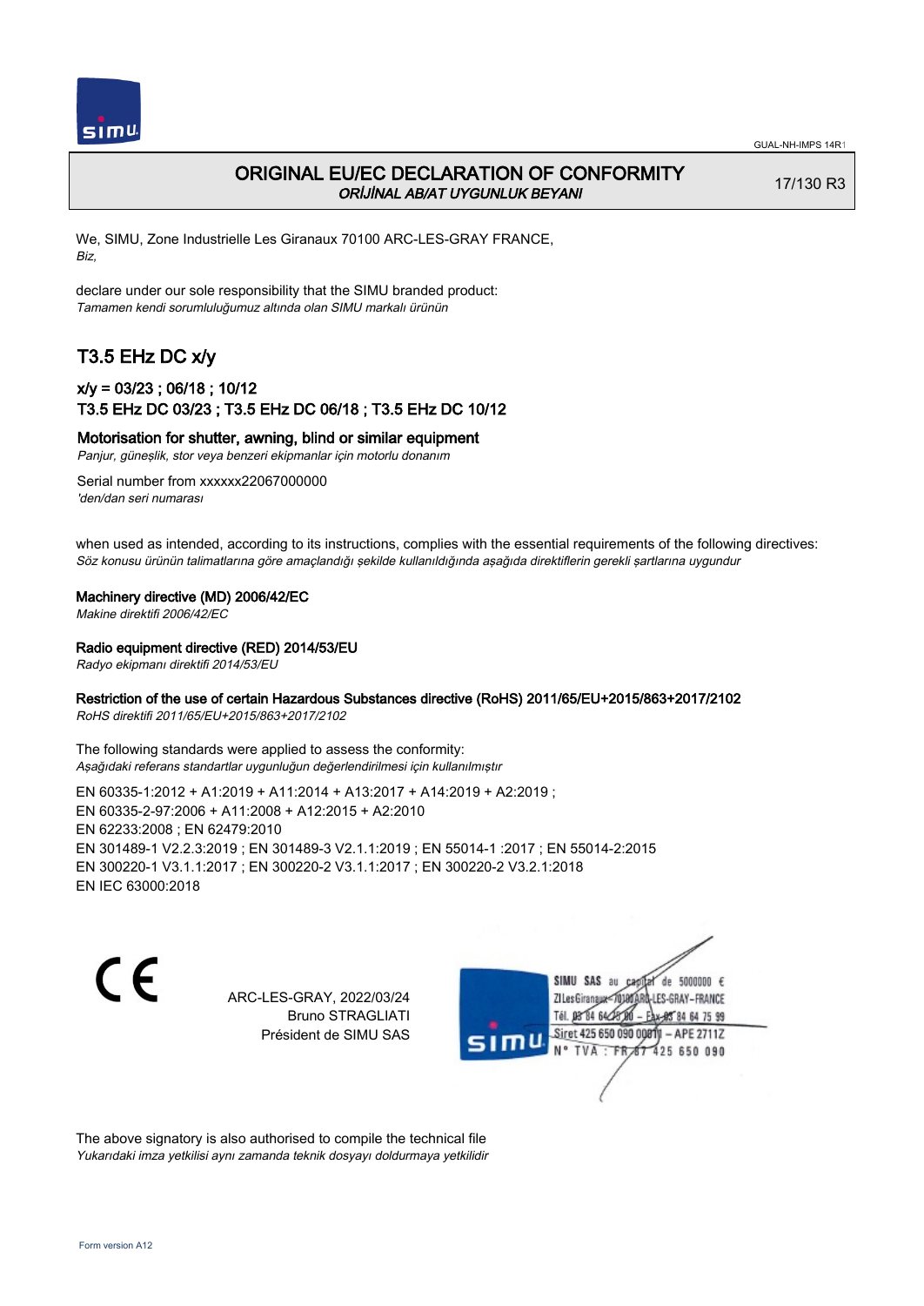GUAL-NH-IMPS 14R1

# ORIGINAL EU/EC DECLARATION OF CONFORMITY

*ORİJİNAL AB/AT UYGUNLUK BEYANI*

17/130 R3

We, SIMU, Zone Industrielle Les Giranaux 70100 ARC-LES-GRAY FRANCE,
*Biz,*

declare under our sole responsibility that the SIMU branded product:
*Tamamen kendi sorumluluğumuz altında olan SIMU markalı ürünün*

## T3.5 EHz DC x/y

### x/y = 03/23 ; 06/18 ; 10/12
### T3.5 EHz DC 03/23 ; T3.5 EHz DC 06/18 ; T3.5 EHz DC 10/12

### Motorisation for shutter, awning, blind or similar equipment

*Panjur, güneşlik, stor veya benzeri ekipmanlar için motorlu donanım*

Serial number from xxxxxx22067000000
*'den/dan seri numarası*

when used as intended, according to its instructions, complies with the essential requirements of the following directives:
*Söz konusu ürünün talimatlarına göre amaçlandığı şekilde kullanıldığında aşağıda direktiflerin gerekli şartlarına uygundur*

**Machinery directive (MD) 2006/42/EC**
*Makine direktifi 2006/42/EC*

**Radio equipment directive (RED) 2014/53/EU**
*Radyo ekipmanı direktifi 2014/53/EU*

**Restriction of the use of certain Hazardous Substances directive (RoHS) 2011/65/EU+2015/863+2017/2102**
*RoHS direktifi 2011/65/EU+2015/863+2017/2102*

The following standards were applied to assess the conformity:
*Aşağıdaki referans standartlar uygunluğun değerlendirilmesi için kullanılmıştır*

EN 60335-1:2012 + A1:2019 + A11:2014 + A13:2017 + A14:2019 + A2:2019 ;
EN 60335-2-97:2006 + A11:2008 + A12:2015 + A2:2010
EN 62233:2008 ; EN 62479:2010
EN 301489-1 V2.2.3:2019 ; EN 301489-3 V2.1.1:2019 ; EN 55014-1 :2017 ; EN 55014-2:2015
EN 300220-1 V3.1.1:2017 ; EN 300220-2 V3.1.1:2017 ; EN 300220-2 V3.2.1:2018
EN IEC 63000:2018

CE

ARC-LES-GRAY, 2022/03/24
Bruno STRAGLIATI
Président de SIMU SAS

SIMU SAS au capital de 5000000 €
ZI Les Giranaux 70100 ARC-LES-GRAY–FRANCE
Tél. 03 84 64 75 00 – Fax 03 84 64 75 99
Siret 425 650 090 00011 – APE 2711Z
N° TVA : FR 87 425 650 090

The above signatory is also authorised to compile the technical file
*Yukarıdaki imza yetkilisi aynı zamanda teknik dosyayı doldurmaya yetkilidir*

Form version A12